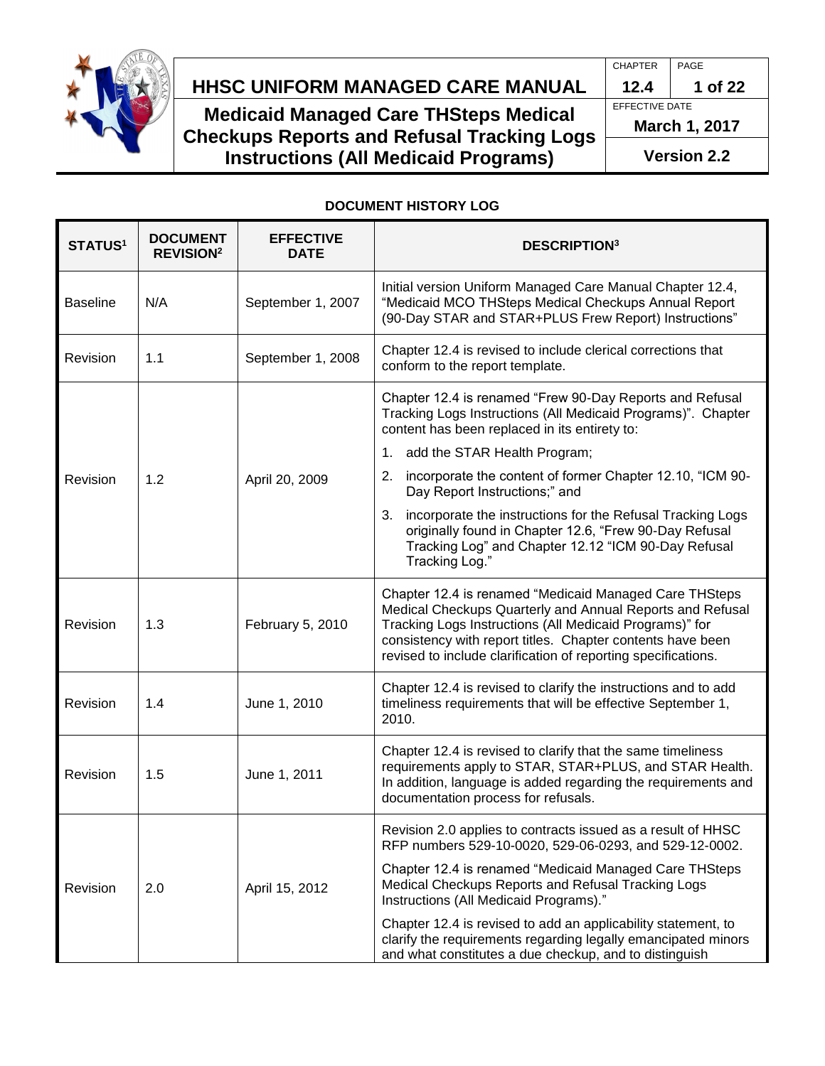# HHSC UNIFORM MANAGED CARE MANUAL

## Medicaid Managed Care THSteps Medical Checkups Reports and Refusal Tracking Logs Instructions (All Medicaid Programs)

CHAPTER 12.4 | EFFECTIVE DATE March 1, 2017 | Version 2.2

### DOCUMENT HISTORY LOG

| STATUS[1] | DOCUMENT REVISION[2] | EFFECTIVE DATE | DESCRIPTION[3] |
|---|---|---|---|
| Baseline | N/A | September 1, 2007 | Initial version Uniform Managed Care Manual Chapter 12.4, "Medicaid MCO THSteps Medical Checkups Annual Report (90-Day STAR and STAR+PLUS Frew Report) Instructions" |
| Revision | 1.1 | September 1, 2008 | Chapter 12.4 is revised to include clerical corrections that conform to the report template. |
| Revision | 1.2 | April 20, 2009 | Chapter 12.4 is renamed "Frew 90-Day Reports and Refusal Tracking Logs Instructions (All Medicaid Programs)". Chapter content has been replaced in its entirety to:<br>1. add the STAR Health Program;<br>2. incorporate the content of former Chapter 12.10, "ICM 90-Day Report Instructions;" and<br>3. incorporate the instructions for the Refusal Tracking Logs originally found in Chapter 12.6, "Frew 90-Day Refusal Tracking Log" and Chapter 12.12 "ICM 90-Day Refusal Tracking Log." |
| Revision | 1.3 | February 5, 2010 | Chapter 12.4 is renamed "Medicaid Managed Care THSteps Medical Checkups Quarterly and Annual Reports and Refusal Tracking Logs Instructions (All Medicaid Programs)" for consistency with report titles. Chapter contents have been revised to include clarification of reporting specifications. |
| Revision | 1.4 | June 1, 2010 | Chapter 12.4 is revised to clarify the instructions and to add timeliness requirements that will be effective September 1, 2010. |
| Revision | 1.5 | June 1, 2011 | Chapter 12.4 is revised to clarify that the same timeliness requirements apply to STAR, STAR+PLUS, and STAR Health. In addition, language is added regarding the requirements and documentation process for refusals. |
| Revision | 2.0 | April 15, 2012 | Revision 2.0 applies to contracts issued as a result of HHSC RFP numbers 529-10-0020, 529-06-0293, and 529-12-0002.<br>Chapter 12.4 is renamed "Medicaid Managed Care THSteps Medical Checkups Reports and Refusal Tracking Logs Instructions (All Medicaid Programs)."<br>Chapter 12.4 is revised to add an applicability statement, to clarify the requirements regarding legally emancipated minors and what constitutes a due checkup, and to distinguish |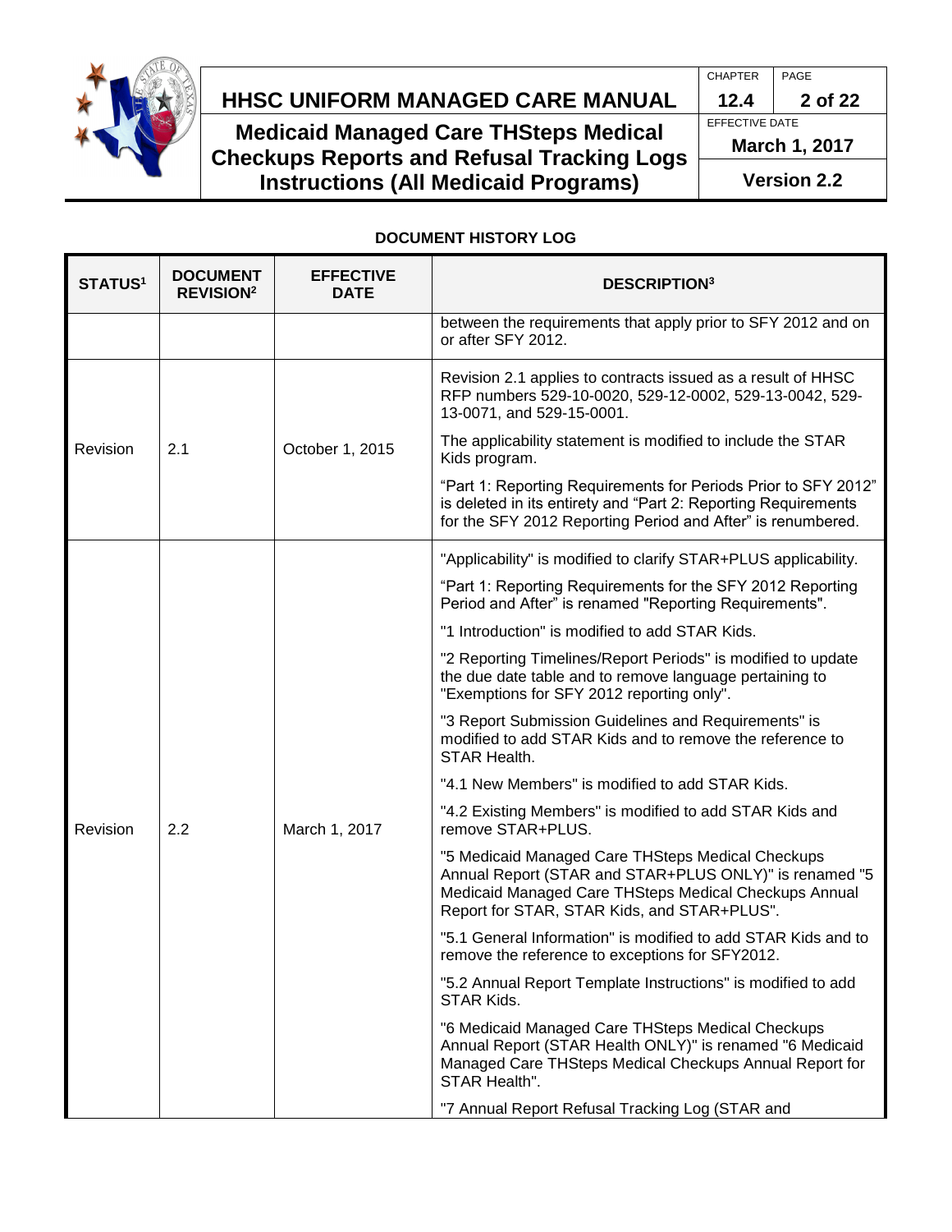**DOCUMENT HISTORY LOG**

| STATUS[1] | DOCUMENT REVISION[2] | EFFECTIVE DATE | DESCRIPTION[3] |
|---|---|---|---|
| | | | between the requirements that apply prior to SFY 2012 and on or after SFY 2012. |
| Revision | 2.1 | October 1, 2015 | Revision 2.1 applies to contracts issued as a result of HHSC RFP numbers 529-10-0020, 529-12-0002, 529-13-0042, 529-13-0071, and 529-15-0001.<br><br>The applicability statement is modified to include the STAR Kids program.<br><br>“Part 1: Reporting Requirements for Periods Prior to SFY 2012” is deleted in its entirety and “Part 2: Reporting Requirements for the SFY 2012 Reporting Period and After” is renumbered. |
| Revision | 2.2 | March 1, 2017 | "Applicability" is modified to clarify STAR+PLUS applicability.<br><br>“Part 1: Reporting Requirements for the SFY 2012 Reporting Period and After” is renamed "Reporting Requirements".<br><br>"1 Introduction" is modified to add STAR Kids.<br><br>"2 Reporting Timelines/Report Periods" is modified to update the due date table and to remove language pertaining to "Exemptions for SFY 2012 reporting only".<br><br>"3 Report Submission Guidelines and Requirements" is modified to add STAR Kids and to remove the reference to STAR Health.<br><br>"4.1 New Members" is modified to add STAR Kids.<br><br>"4.2 Existing Members" is modified to add STAR Kids and remove STAR+PLUS.<br><br>"5 Medicaid Managed Care THSteps Medical Checkups Annual Report (STAR and STAR+PLUS ONLY)" is renamed "5 Medicaid Managed Care THSteps Medical Checkups Annual Report for STAR, STAR Kids, and STAR+PLUS".<br><br>"5.1 General Information" is modified to add STAR Kids and to remove the reference to exceptions for SFY2012.<br><br>"5.2 Annual Report Template Instructions" is modified to add STAR Kids.<br><br>"6 Medicaid Managed Care THSteps Medical Checkups Annual Report (STAR Health ONLY)" is renamed "6 Medicaid Managed Care THSteps Medical Checkups Annual Report for STAR Health".<br><br>"7 Annual Report Refusal Tracking Log (STAR and |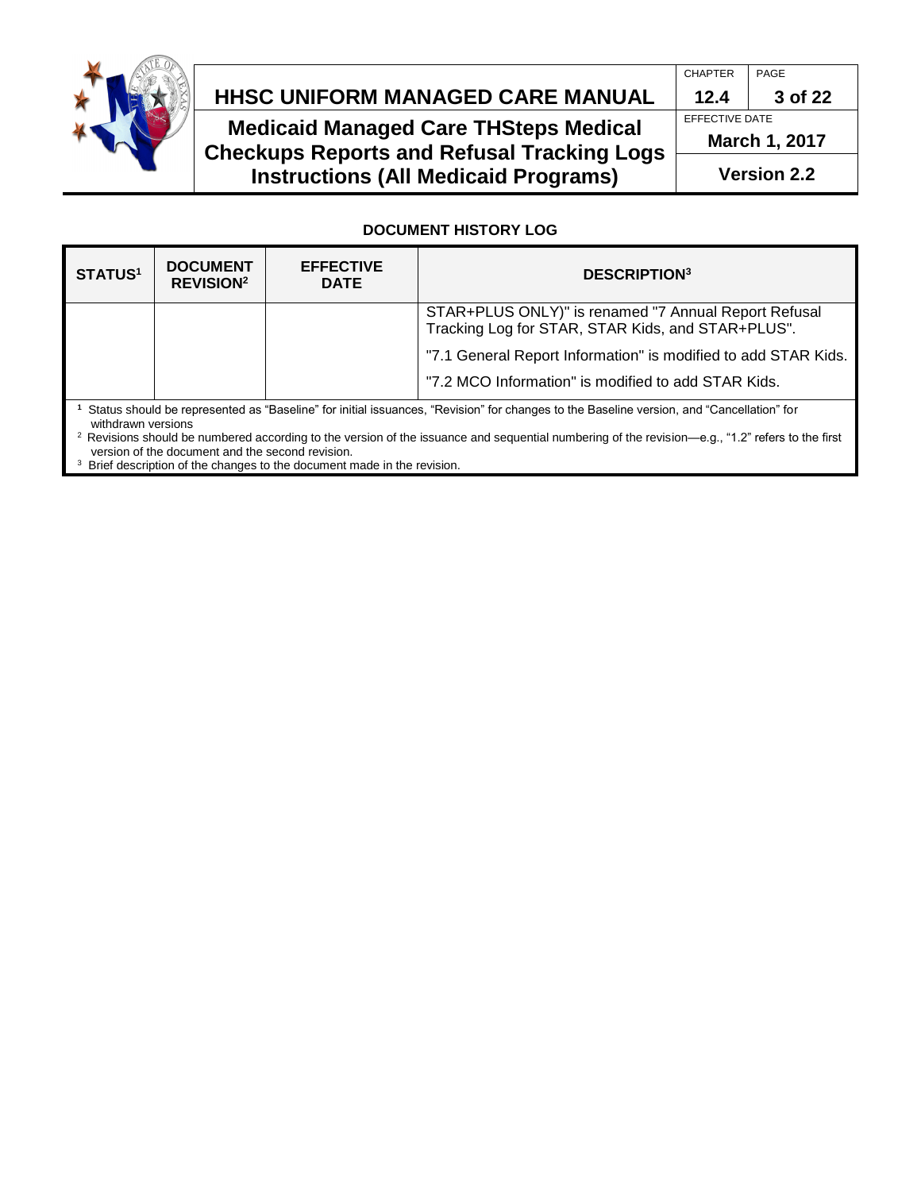**DOCUMENT HISTORY LOG**

| STATUS[1] | DOCUMENT REVISION[2] | EFFECTIVE DATE | DESCRIPTION[3] |
|---|---|---|---|
| | | | STAR+PLUS ONLY)" is renamed "7 Annual Report Refusal Tracking Log for STAR, STAR Kids, and STAR+PLUS".<br><br>"7.1 General Report Information" is modified to add STAR Kids.<br><br>"7.2 MCO Information" is modified to add STAR Kids. |

[1] Status should be represented as "Baseline" for initial issuances, "Revision" for changes to the Baseline version, and "Cancellation" for withdrawn versions

[2] Revisions should be numbered according to the version of the issuance and sequential numbering of the revision—e.g., "1.2" refers to the first version of the document and the second revision.

[3] Brief description of the changes to the document made in the revision.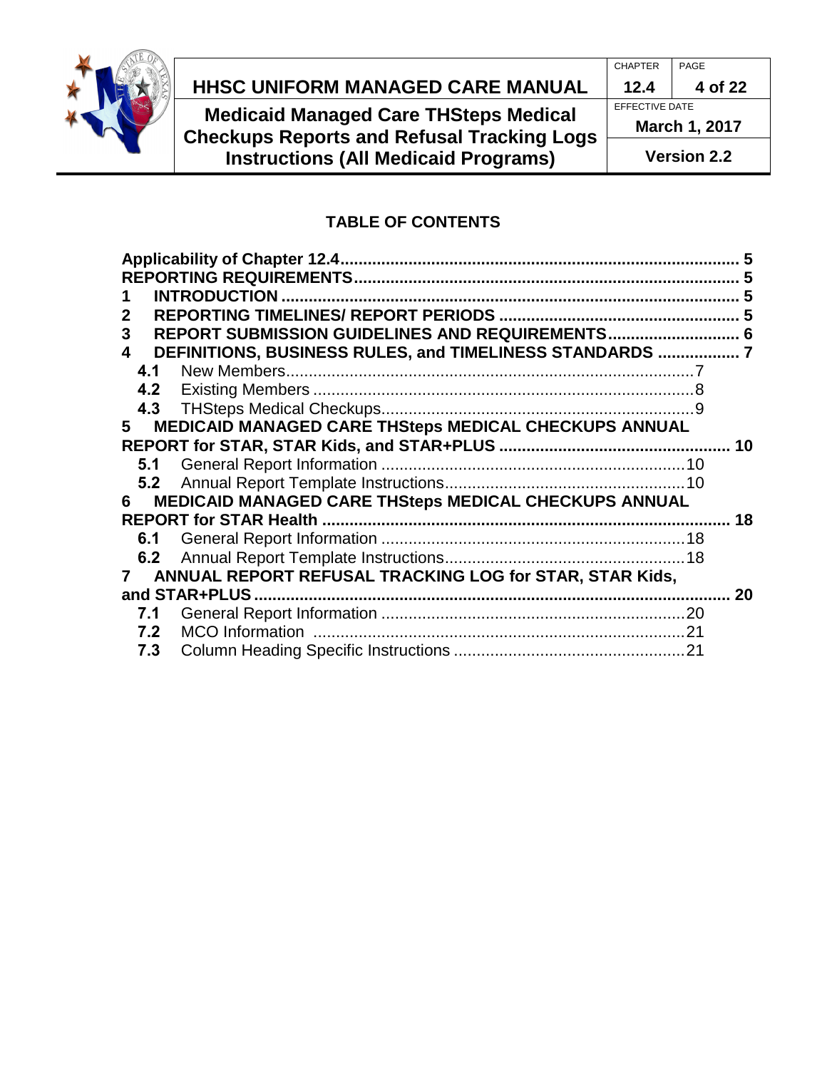## TABLE OF CONTENTS

**Applicability of Chapter 12.4** ..... 5
**REPORTING REQUIREMENTS** ..... 5
**1 INTRODUCTION** ..... 5
**2 REPORTING TIMELINES/ REPORT PERIODS** ..... 5
**3 REPORT SUBMISSION GUIDELINES AND REQUIREMENTS** ..... 6
**4 DEFINITIONS, BUSINESS RULES, and TIMELINESS STANDARDS** ..... 7
- **4.1** New Members ..... 7
- **4.2** Existing Members ..... 8
- **4.3** THSteps Medical Checkups ..... 9

**5 MEDICAID MANAGED CARE THSteps MEDICAL CHECKUPS ANNUAL REPORT for STAR, STAR Kids, and STAR+PLUS** ..... 10
- **5.1** General Report Information ..... 10
- **5.2** Annual Report Template Instructions ..... 10

**6 MEDICAID MANAGED CARE THSteps MEDICAL CHECKUPS ANNUAL REPORT for STAR Health** ..... 18
- **6.1** General Report Information ..... 18
- **6.2** Annual Report Template Instructions ..... 18

**7 ANNUAL REPORT REFUSAL TRACKING LOG for STAR, STAR Kids, and STAR+PLUS** ..... 20
- **7.1** General Report Information ..... 20
- **7.2** MCO Information ..... 21
- **7.3** Column Heading Specific Instructions ..... 21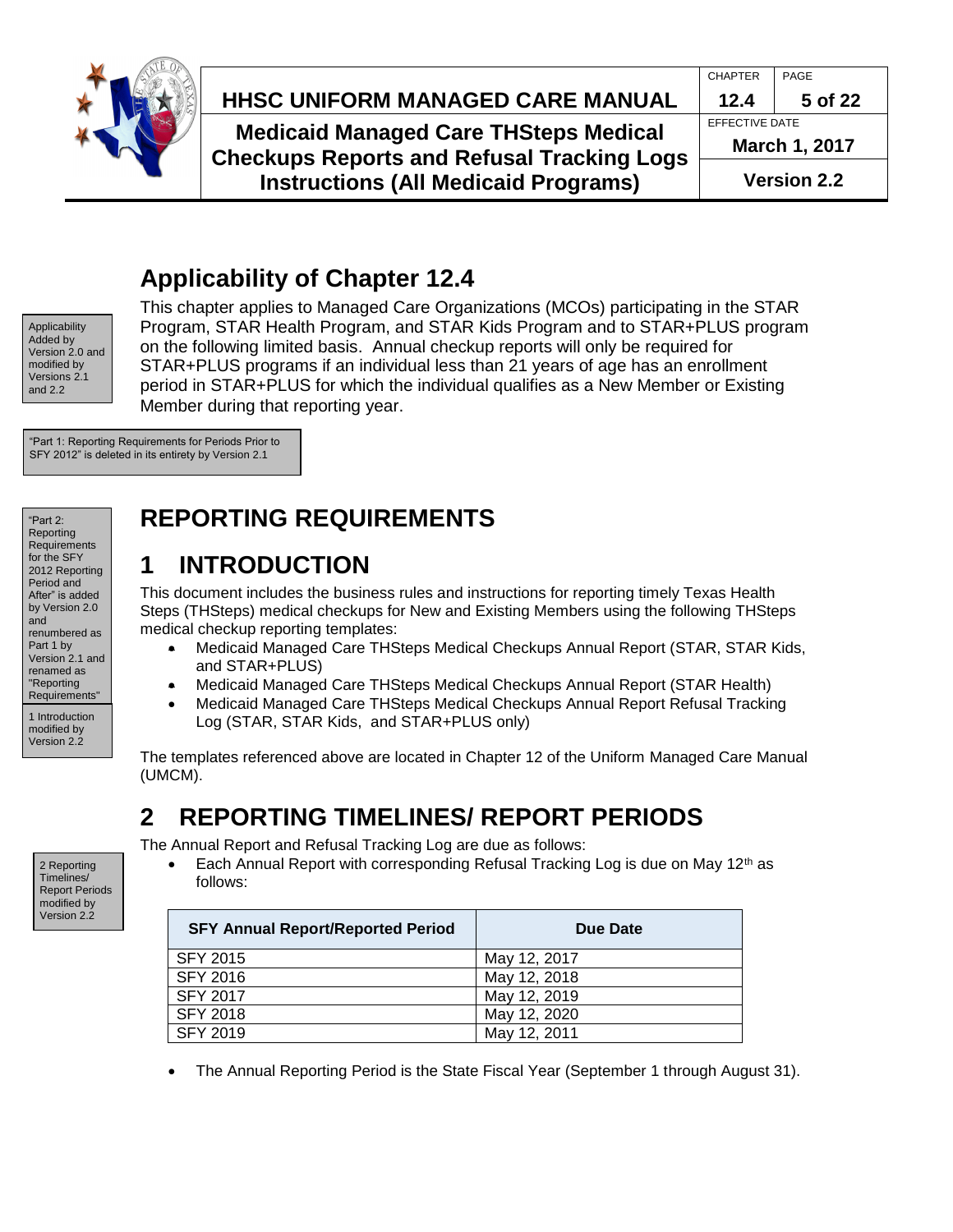# Applicability of Chapter 12.4

Applicability Added by Version 2.0 and modified by Versions 2.1 and 2.2

This chapter applies to Managed Care Organizations (MCOs) participating in the STAR Program, STAR Health Program, and STAR Kids Program and to STAR+PLUS program on the following limited basis. Annual checkup reports will only be required for STAR+PLUS programs if an individual less than 21 years of age has an enrollment period in STAR+PLUS for which the individual qualifies as a New Member or Existing Member during that reporting year.

"Part 1: Reporting Requirements for Periods Prior to SFY 2012" is deleted in its entirety by Version 2.1

"Part 2: Reporting Requirements for the SFY 2012 Reporting Period and After" is added by Version 2.0 and renumbered as Part 1 by Version 2.1 and renamed as "Reporting Requirements"

# REPORTING REQUIREMENTS

1 Introduction modified by Version 2.2

## 1 INTRODUCTION

This document includes the business rules and instructions for reporting timely Texas Health Steps (THSteps) medical checkups for New and Existing Members using the following THSteps medical checkup reporting templates:

- Medicaid Managed Care THSteps Medical Checkups Annual Report (STAR, STAR Kids, and STAR+PLUS)
- Medicaid Managed Care THSteps Medical Checkups Annual Report (STAR Health)
- Medicaid Managed Care THSteps Medical Checkups Annual Report Refusal Tracking Log (STAR, STAR Kids, and STAR+PLUS only)

The templates referenced above are located in Chapter 12 of the Uniform Managed Care Manual (UMCM).

## 2 REPORTING TIMELINES/ REPORT PERIODS

2 Reporting Timelines/ Report Periods modified by Version 2.2

The Annual Report and Refusal Tracking Log are due as follows:

- Each Annual Report with corresponding Refusal Tracking Log is due on May 12th as follows:

| SFY Annual Report/Reported Period | Due Date |
|---|---|
| SFY 2015 | May 12, 2017 |
| SFY 2016 | May 12, 2018 |
| SFY 2017 | May 12, 2019 |
| SFY 2018 | May 12, 2020 |
| SFY 2019 | May 12, 2011 |

- The Annual Reporting Period is the State Fiscal Year (September 1 through August 31).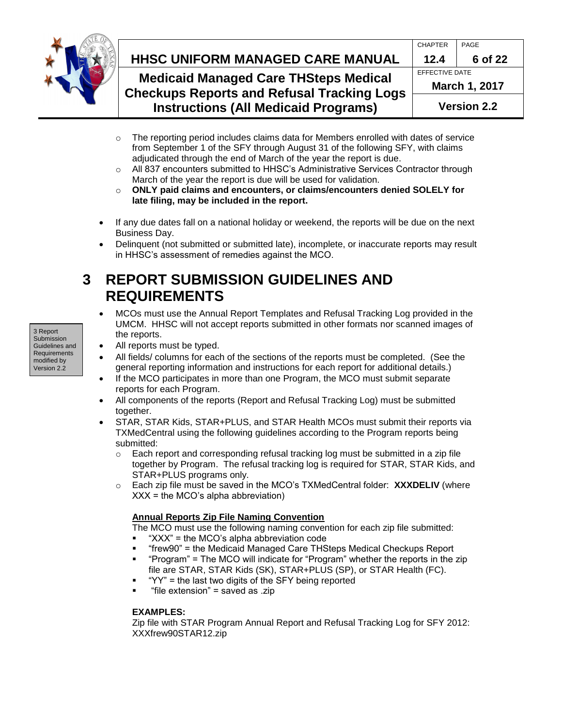- The reporting period includes claims data for Members enrolled with dates of service from September 1 of the SFY through August 31 of the following SFY, with claims adjudicated through the end of March of the year the report is due.
  - All 837 encounters submitted to HHSC's Administrative Services Contractor through March of the year the report is due will be used for validation.
  - **ONLY paid claims and encounters, or claims/encounters denied SOLELY for late filing, may be included in the report.**

- If any due dates fall on a national holiday or weekend, the reports will be due on the next Business Day.
- Delinquent (not submitted or submitted late), incomplete, or inaccurate reports may result in HHSC's assessment of remedies against the MCO.

# 3 REPORT SUBMISSION GUIDELINES AND REQUIREMENTS

3 Report Submission Guidelines and Requirements modified by Version 2.2

- MCOs must use the Annual Report Templates and Refusal Tracking Log provided in the UMCM. HHSC will not accept reports submitted in other formats nor scanned images of the reports.
- All reports must be typed.
- All fields/ columns for each of the sections of the reports must be completed. (See the general reporting information and instructions for each report for additional details.)
- If the MCO participates in more than one Program, the MCO must submit separate reports for each Program.
- All components of the reports (Report and Refusal Tracking Log) must be submitted together.
- STAR, STAR Kids, STAR+PLUS, and STAR Health MCOs must submit their reports via TXMedCentral using the following guidelines according to the Program reports being submitted:
  - Each report and corresponding refusal tracking log must be submitted in a zip file together by Program. The refusal tracking log is required for STAR, STAR Kids, and STAR+PLUS programs only.
  - Each zip file must be saved in the MCO's TXMedCentral folder: **XXXDELIV** (where XXX = the MCO's alpha abbreviation)

  **<u>Annual Reports Zip File Naming Convention</u>**

  The MCO must use the following naming convention for each zip file submitted:

  - "XXX" = the MCO's alpha abbreviation code
  - "frew90" = the Medicaid Managed Care THSteps Medical Checkups Report
  - "Program" = The MCO will indicate for "Program" whether the reports in the zip file are STAR, STAR Kids (SK), STAR+PLUS (SP), or STAR Health (FC).
  - "YY" = the last two digits of the SFY being reported
  - "file extension" = saved as .zip

  **EXAMPLES:**

  Zip file with STAR Program Annual Report and Refusal Tracking Log for SFY 2012: XXXfrew90STAR12.zip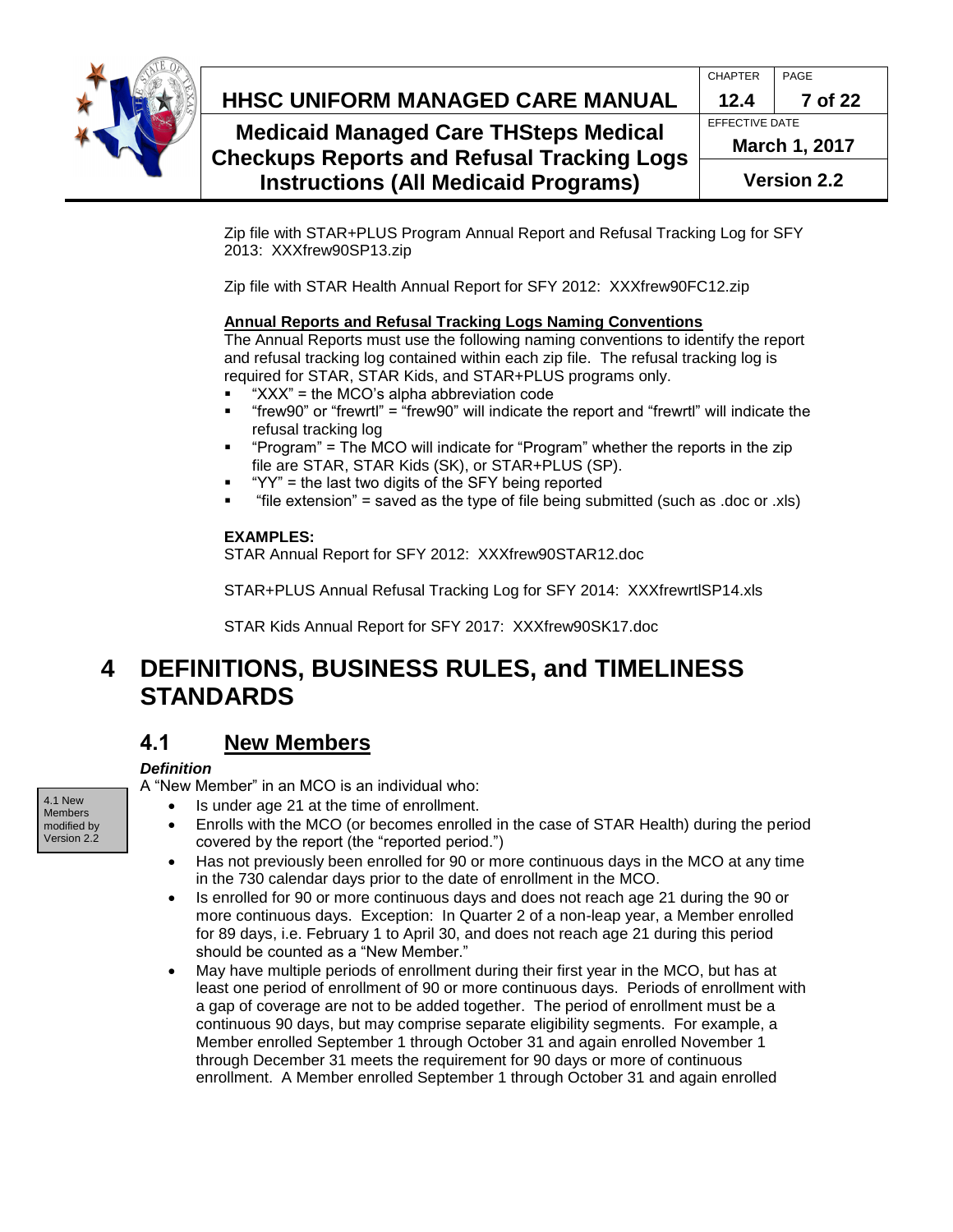Zip file with STAR+PLUS Program Annual Report and Refusal Tracking Log for SFY 2013: XXXfrew90SP13.zip

Zip file with STAR Health Annual Report for SFY 2012: XXXfrew90FC12.zip

**Annual Reports and Refusal Tracking Logs Naming Conventions**

The Annual Reports must use the following naming conventions to identify the report and refusal tracking log contained within each zip file. The refusal tracking log is required for STAR, STAR Kids, and STAR+PLUS programs only.

- "XXX" = the MCO's alpha abbreviation code
- "frew90" or "frewrtl" = "frew90" will indicate the report and "frewrtl" will indicate the refusal tracking log
- "Program" = The MCO will indicate for "Program" whether the reports in the zip file are STAR, STAR Kids (SK), or STAR+PLUS (SP).
- "YY" = the last two digits of the SFY being reported
- "file extension" = saved as the type of file being submitted (such as .doc or .xls)

**EXAMPLES:**

STAR Annual Report for SFY 2012: XXXfrew90STAR12.doc

STAR+PLUS Annual Refusal Tracking Log for SFY 2014: XXXfrewrtlSP14.xls

STAR Kids Annual Report for SFY 2017: XXXfrew90SK17.doc

# 4 DEFINITIONS, BUSINESS RULES, and TIMELINESS STANDARDS

## 4.1 New Members

4.1 New Members modified by Version 2.2

***Definition***

A "New Member" in an MCO is an individual who:

- Is under age 21 at the time of enrollment.
- Enrolls with the MCO (or becomes enrolled in the case of STAR Health) during the period covered by the report (the "reported period.")
- Has not previously been enrolled for 90 or more continuous days in the MCO at any time in the 730 calendar days prior to the date of enrollment in the MCO.
- Is enrolled for 90 or more continuous days and does not reach age 21 during the 90 or more continuous days. Exception: In Quarter 2 of a non-leap year, a Member enrolled for 89 days, i.e. February 1 to April 30, and does not reach age 21 during this period should be counted as a "New Member."
- May have multiple periods of enrollment during their first year in the MCO, but has at least one period of enrollment of 90 or more continuous days. Periods of enrollment with a gap of coverage are not to be added together. The period of enrollment must be a continuous 90 days, but may comprise separate eligibility segments. For example, a Member enrolled September 1 through October 31 and again enrolled November 1 through December 31 meets the requirement for 90 days or more of continuous enrollment. A Member enrolled September 1 through October 31 and again enrolled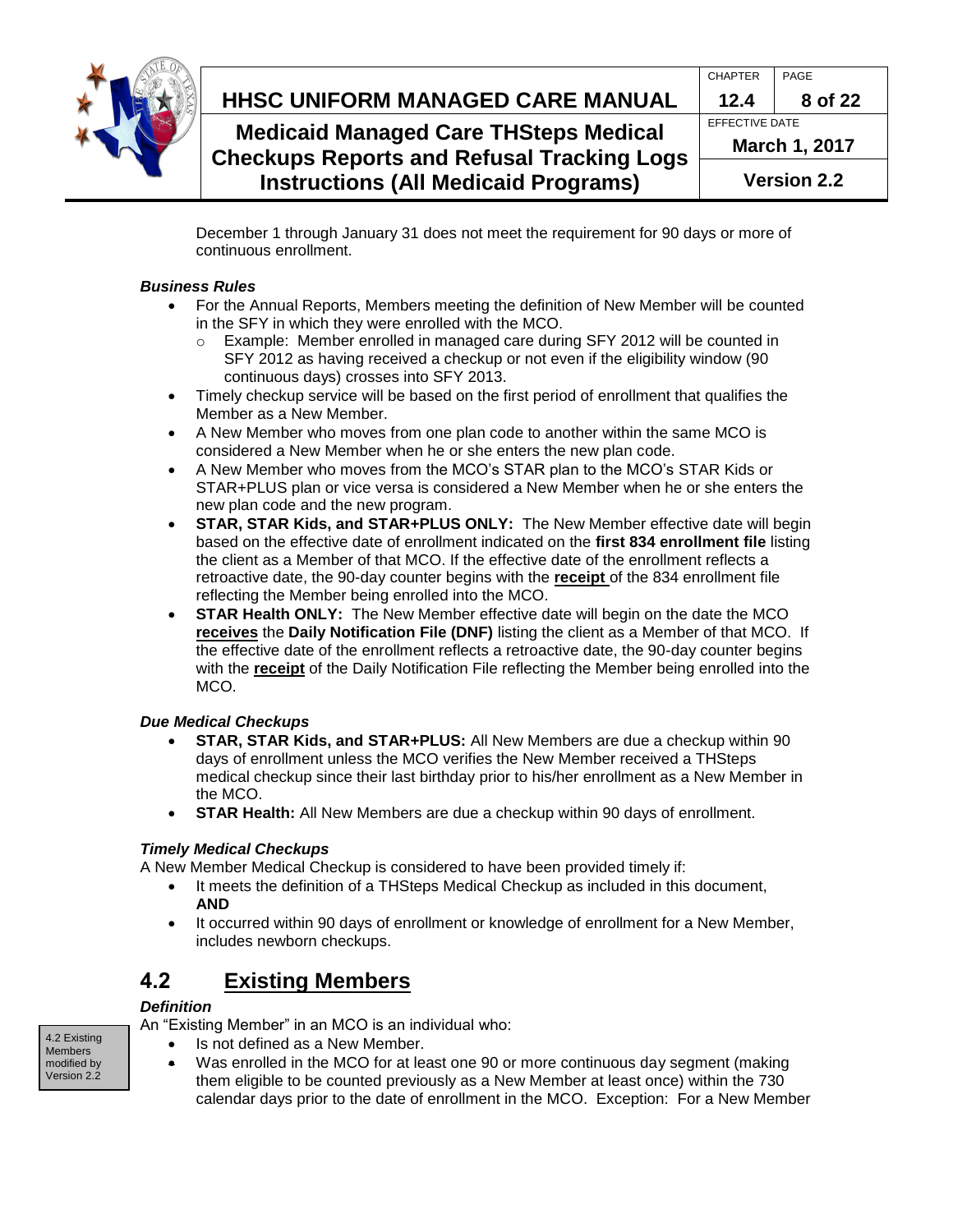December 1 through January 31 does not meet the requirement for 90 days or more of continuous enrollment.

***Business Rules***

- For the Annual Reports, Members meeting the definition of New Member will be counted in the SFY in which they were enrolled with the MCO.
  - Example: Member enrolled in managed care during SFY 2012 will be counted in SFY 2012 as having received a checkup or not even if the eligibility window (90 continuous days) crosses into SFY 2013.
- Timely checkup service will be based on the first period of enrollment that qualifies the Member as a New Member.
- A New Member who moves from one plan code to another within the same MCO is considered a New Member when he or she enters the new plan code.
- A New Member who moves from the MCO's STAR plan to the MCO's STAR Kids or STAR+PLUS plan or vice versa is considered a New Member when he or she enters the new plan code and the new program.
- **STAR, STAR Kids, and STAR+PLUS ONLY:** The New Member effective date will begin based on the effective date of enrollment indicated on the **first 834 enrollment file** listing the client as a Member of that MCO. If the effective date of the enrollment reflects a retroactive date, the 90-day counter begins with the **receipt** of the 834 enrollment file reflecting the Member being enrolled into the MCO.
- **STAR Health ONLY:** The New Member effective date will begin on the date the MCO **receives** the **Daily Notification File (DNF)** listing the client as a Member of that MCO. If the effective date of the enrollment reflects a retroactive date, the 90-day counter begins with the **receipt** of the Daily Notification File reflecting the Member being enrolled into the MCO.

***Due Medical Checkups***

- **STAR, STAR Kids, and STAR+PLUS:** All New Members are due a checkup within 90 days of enrollment unless the MCO verifies the New Member received a THSteps medical checkup since their last birthday prior to his/her enrollment as a New Member in the MCO.
- **STAR Health:** All New Members are due a checkup within 90 days of enrollment.

***Timely Medical Checkups***

A New Member Medical Checkup is considered to have been provided timely if:

- It meets the definition of a THSteps Medical Checkup as included in this document, **AND**
- It occurred within 90 days of enrollment or knowledge of enrollment for a New Member, includes newborn checkups.

## 4.2 Existing Members

4.2 Existing Members modified by Version 2.2

***Definition***

An "Existing Member" in an MCO is an individual who:

- Is not defined as a New Member.
- Was enrolled in the MCO for at least one 90 or more continuous day segment (making them eligible to be counted previously as a New Member at least once) within the 730 calendar days prior to the date of enrollment in the MCO. Exception: For a New Member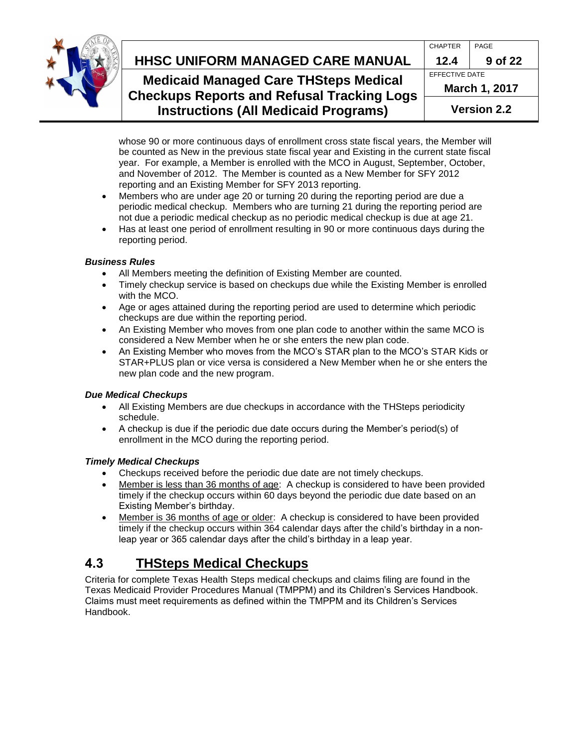whose 90 or more continuous days of enrollment cross state fiscal years, the Member will be counted as New in the previous state fiscal year and Existing in the current state fiscal year. For example, a Member is enrolled with the MCO in August, September, October, and November of 2012. The Member is counted as a New Member for SFY 2012 reporting and an Existing Member for SFY 2013 reporting.

- Members who are under age 20 or turning 20 during the reporting period are due a periodic medical checkup. Members who are turning 21 during the reporting period are not due a periodic medical checkup as no periodic medical checkup is due at age 21.
- Has at least one period of enrollment resulting in 90 or more continuous days during the reporting period.

***Business Rules***

- All Members meeting the definition of Existing Member are counted.
- Timely checkup service is based on checkups due while the Existing Member is enrolled with the MCO.
- Age or ages attained during the reporting period are used to determine which periodic checkups are due within the reporting period.
- An Existing Member who moves from one plan code to another within the same MCO is considered a New Member when he or she enters the new plan code.
- An Existing Member who moves from the MCO's STAR plan to the MCO's STAR Kids or STAR+PLUS plan or vice versa is considered a New Member when he or she enters the new plan code and the new program.

***Due Medical Checkups***

- All Existing Members are due checkups in accordance with the THSteps periodicity schedule.
- A checkup is due if the periodic due date occurs during the Member's period(s) of enrollment in the MCO during the reporting period.

***Timely Medical Checkups***

- Checkups received before the periodic due date are not timely checkups.
- Member is less than 36 months of age: A checkup is considered to have been provided timely if the checkup occurs within 60 days beyond the periodic due date based on an Existing Member's birthday.
- Member is 36 months of age or older: A checkup is considered to have been provided timely if the checkup occurs within 364 calendar days after the child's birthday in a non-leap year or 365 calendar days after the child's birthday in a leap year.

## 4.3 THSteps Medical Checkups

Criteria for complete Texas Health Steps medical checkups and claims filing are found in the Texas Medicaid Provider Procedures Manual (TMPPM) and its Children's Services Handbook. Claims must meet requirements as defined within the TMPPM and its Children's Services Handbook.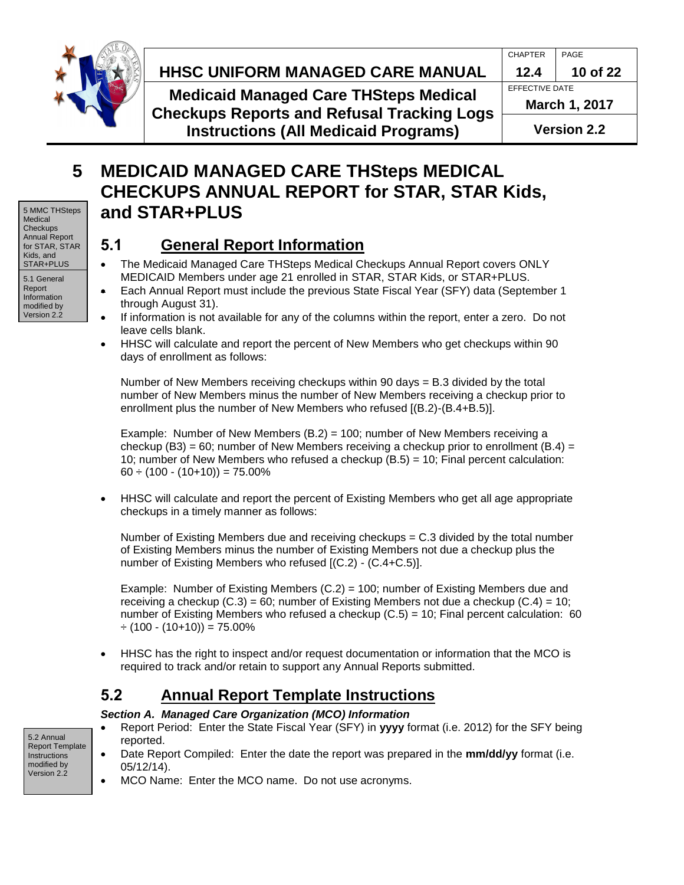# 5 MEDICAID MANAGED CARE THSteps MEDICAL CHECKUPS ANNUAL REPORT for STAR, STAR Kids, and STAR+PLUS

5 MMC THSteps Medical Checkups Annual Report for STAR, STAR Kids, and STAR+PLUS

## 5.1 General Report Information

5.1 General Report Information modified by Version 2.2

- The Medicaid Managed Care THSteps Medical Checkups Annual Report covers ONLY MEDICAID Members under age 21 enrolled in STAR, STAR Kids, or STAR+PLUS.
- Each Annual Report must include the previous State Fiscal Year (SFY) data (September 1 through August 31).
- If information is not available for any of the columns within the report, enter a zero. Do not leave cells blank.
- HHSC will calculate and report the percent of New Members who get checkups within 90 days of enrollment as follows:

  Number of New Members receiving checkups within 90 days = B.3 divided by the total number of New Members minus the number of New Members receiving a checkup prior to enrollment plus the number of New Members who refused [(B.2)-(B.4+B.5)].

  Example: Number of New Members (B.2) = 100; number of New Members receiving a checkup (B3) = 60; number of New Members receiving a checkup prior to enrollment (B.4) = 10; number of New Members who refused a checkup (B.5) = 10; Final percent calculation: $60 \div (100 - (10+10)) = 75.00\%$

- HHSC will calculate and report the percent of Existing Members who get all age appropriate checkups in a timely manner as follows:

  Number of Existing Members due and receiving checkups = C.3 divided by the total number of Existing Members minus the number of Existing Members not due a checkup plus the number of Existing Members who refused [(C.2) - (C.4+C.5)].

  Example: Number of Existing Members (C.2) = 100; number of Existing Members due and receiving a checkup (C.3) = 60; number of Existing Members not due a checkup (C.4) = 10; number of Existing Members who refused a checkup (C.5) = 10; Final percent calculation: $60 \div (100 - (10+10)) = 75.00\%$

- HHSC has the right to inspect and/or request documentation or information that the MCO is required to track and/or retain to support any Annual Reports submitted.

## 5.2 Annual Report Template Instructions

5.2 Annual Report Template Instructions modified by Version 2.2

***Section A. Managed Care Organization (MCO) Information***

- Report Period: Enter the State Fiscal Year (SFY) in **yyyy** format (i.e. 2012) for the SFY being reported.
- Date Report Compiled: Enter the date the report was prepared in the **mm/dd/yy** format (i.e. 05/12/14).
- MCO Name: Enter the MCO name. Do not use acronyms.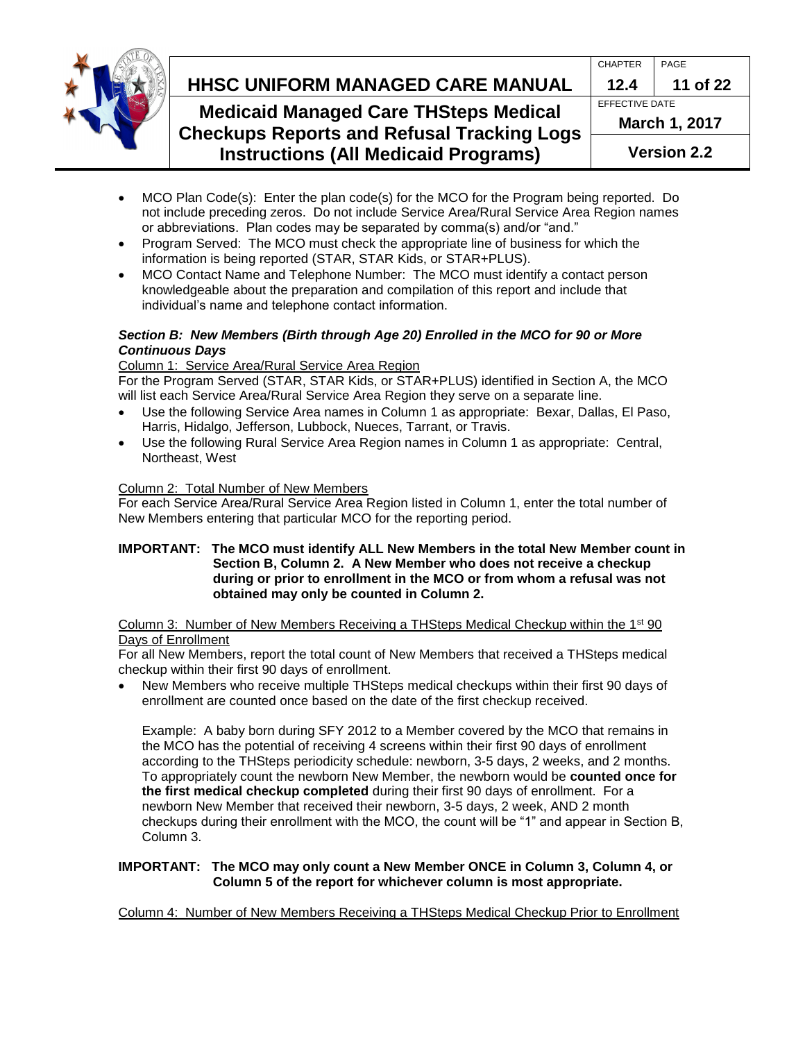- MCO Plan Code(s): Enter the plan code(s) for the MCO for the Program being reported. Do not include preceding zeros. Do not include Service Area/Rural Service Area Region names or abbreviations. Plan codes may be separated by comma(s) and/or "and."
- Program Served: The MCO must check the appropriate line of business for which the information is being reported (STAR, STAR Kids, or STAR+PLUS).
- MCO Contact Name and Telephone Number: The MCO must identify a contact person knowledgeable about the preparation and compilation of this report and include that individual's name and telephone contact information.

***Section B: New Members (Birth through Age 20) Enrolled in the MCO for 90 or More Continuous Days***

Column 1: Service Area/Rural Service Area Region

For the Program Served (STAR, STAR Kids, or STAR+PLUS) identified in Section A, the MCO will list each Service Area/Rural Service Area Region they serve on a separate line.

- Use the following Service Area names in Column 1 as appropriate: Bexar, Dallas, El Paso, Harris, Hidalgo, Jefferson, Lubbock, Nueces, Tarrant, or Travis.
- Use the following Rural Service Area Region names in Column 1 as appropriate: Central, Northeast, West

Column 2: Total Number of New Members

For each Service Area/Rural Service Area Region listed in Column 1, enter the total number of New Members entering that particular MCO for the reporting period.

**IMPORTANT: The MCO must identify ALL New Members in the total New Member count in Section B, Column 2. A New Member who does not receive a checkup during or prior to enrollment in the MCO or from whom a refusal was not obtained may only be counted in Column 2.**

Column 3: Number of New Members Receiving a THSteps Medical Checkup within the 1st 90 Days of Enrollment

For all New Members, report the total count of New Members that received a THSteps medical checkup within their first 90 days of enrollment.

- New Members who receive multiple THSteps medical checkups within their first 90 days of enrollment are counted once based on the date of the first checkup received.

  Example: A baby born during SFY 2012 to a Member covered by the MCO that remains in the MCO has the potential of receiving 4 screens within their first 90 days of enrollment according to the THSteps periodicity schedule: newborn, 3-5 days, 2 weeks, and 2 months. To appropriately count the newborn New Member, the newborn would be **counted once for the first medical checkup completed** during their first 90 days of enrollment. For a newborn New Member that received their newborn, 3-5 days, 2 week, AND 2 month checkups during their enrollment with the MCO, the count will be "1" and appear in Section B, Column 3.

**IMPORTANT: The MCO may only count a New Member ONCE in Column 3, Column 4, or Column 5 of the report for whichever column is most appropriate.**

Column 4: Number of New Members Receiving a THSteps Medical Checkup Prior to Enrollment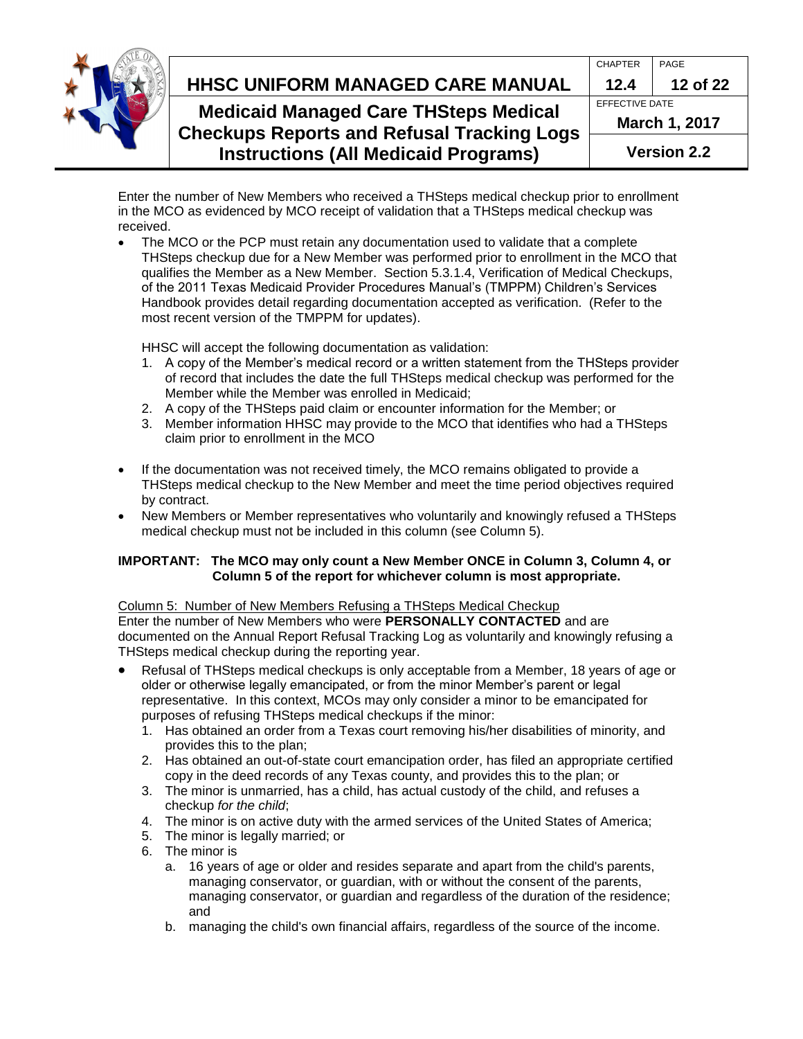Enter the number of New Members who received a THSteps medical checkup prior to enrollment in the MCO as evidenced by MCO receipt of validation that a THSteps medical checkup was received.

- The MCO or the PCP must retain any documentation used to validate that a complete THSteps checkup due for a New Member was performed prior to enrollment in the MCO that qualifies the Member as a New Member. Section 5.3.1.4, Verification of Medical Checkups, of the 2011 Texas Medicaid Provider Procedures Manual's (TMPPM) Children's Services Handbook provides detail regarding documentation accepted as verification. (Refer to the most recent version of the TMPPM for updates).

  HHSC will accept the following documentation as validation:
  1. A copy of the Member's medical record or a written statement from the THSteps provider of record that includes the date the full THSteps medical checkup was performed for the Member while the Member was enrolled in Medicaid;
  2. A copy of the THSteps paid claim or encounter information for the Member; or
  3. Member information HHSC may provide to the MCO that identifies who had a THSteps claim prior to enrollment in the MCO

- If the documentation was not received timely, the MCO remains obligated to provide a THSteps medical checkup to the New Member and meet the time period objectives required by contract.
- New Members or Member representatives who voluntarily and knowingly refused a THSteps medical checkup must not be included in this column (see Column 5).

**IMPORTANT: The MCO may only count a New Member ONCE in Column 3, Column 4, or Column 5 of the report for whichever column is most appropriate.**

Column 5: Number of New Members Refusing a THSteps Medical Checkup

Enter the number of New Members who were **PERSONALLY CONTACTED** and are documented on the Annual Report Refusal Tracking Log as voluntarily and knowingly refusing a THSteps medical checkup during the reporting year.

- Refusal of THSteps medical checkups is only acceptable from a Member, 18 years of age or older or otherwise legally emancipated, or from the minor Member's parent or legal representative. In this context, MCOs may only consider a minor to be emancipated for purposes of refusing THSteps medical checkups if the minor:
  1. Has obtained an order from a Texas court removing his/her disabilities of minority, and provides this to the plan;
  2. Has obtained an out-of-state court emancipation order, has filed an appropriate certified copy in the deed records of any Texas county, and provides this to the plan; or
  3. The minor is unmarried, has a child, has actual custody of the child, and refuses a checkup *for the child*;
  4. The minor is on active duty with the armed services of the United States of America;
  5. The minor is legally married; or
  6. The minor is
     a. 16 years of age or older and resides separate and apart from the child's parents, managing conservator, or guardian, with or without the consent of the parents, managing conservator, or guardian and regardless of the duration of the residence; and
     b. managing the child's own financial affairs, regardless of the source of the income.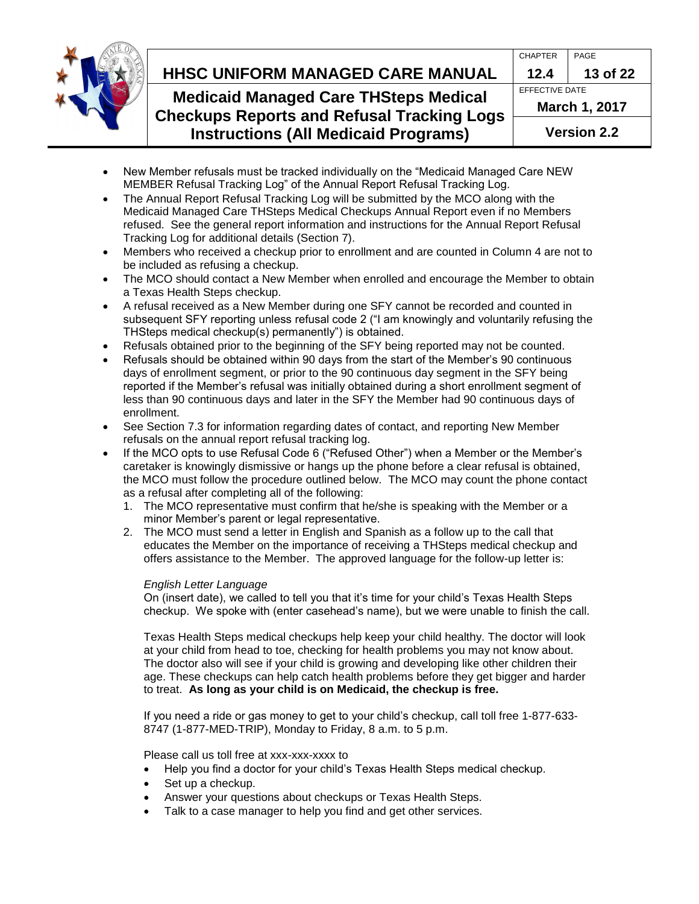- New Member refusals must be tracked individually on the "Medicaid Managed Care NEW MEMBER Refusal Tracking Log" of the Annual Report Refusal Tracking Log.
- The Annual Report Refusal Tracking Log will be submitted by the MCO along with the Medicaid Managed Care THSteps Medical Checkups Annual Report even if no Members refused. See the general report information and instructions for the Annual Report Refusal Tracking Log for additional details (Section 7).
- Members who received a checkup prior to enrollment and are counted in Column 4 are not to be included as refusing a checkup.
- The MCO should contact a New Member when enrolled and encourage the Member to obtain a Texas Health Steps checkup.
- A refusal received as a New Member during one SFY cannot be recorded and counted in subsequent SFY reporting unless refusal code 2 ("I am knowingly and voluntarily refusing the THSteps medical checkup(s) permanently") is obtained.
- Refusals obtained prior to the beginning of the SFY being reported may not be counted.
- Refusals should be obtained within 90 days from the start of the Member's 90 continuous days of enrollment segment, or prior to the 90 continuous day segment in the SFY being reported if the Member's refusal was initially obtained during a short enrollment segment of less than 90 continuous days and later in the SFY the Member had 90 continuous days of enrollment.
- See Section 7.3 for information regarding dates of contact, and reporting New Member refusals on the annual report refusal tracking log.
- If the MCO opts to use Refusal Code 6 ("Refused Other") when a Member or the Member's caretaker is knowingly dismissive or hangs up the phone before a clear refusal is obtained, the MCO must follow the procedure outlined below. The MCO may count the phone contact as a refusal after completing all of the following:
    1. The MCO representative must confirm that he/she is speaking with the Member or a minor Member's parent or legal representative.
    2. The MCO must send a letter in English and Spanish as a follow up to the call that educates the Member on the importance of receiving a THSteps medical checkup and offers assistance to the Member. The approved language for the follow-up letter is:

       *English Letter Language*

       On (insert date), we called to tell you that it's time for your child's Texas Health Steps checkup. We spoke with (enter casehead's name), but we were unable to finish the call.

       Texas Health Steps medical checkups help keep your child healthy. The doctor will look at your child from head to toe, checking for health problems you may not know about. The doctor also will see if your child is growing and developing like other children their age. These checkups can help catch health problems before they get bigger and harder to treat. **As long as your child is on Medicaid, the checkup is free.**

       If you need a ride or gas money to get to your child's checkup, call toll free 1-877-633-8747 (1-877-MED-TRIP), Monday to Friday, 8 a.m. to 5 p.m.

       Please call us toll free at xxx-xxx-xxxx to

       - Help you find a doctor for your child's Texas Health Steps medical checkup.
       - Set up a checkup.
       - Answer your questions about checkups or Texas Health Steps.
       - Talk to a case manager to help you find and get other services.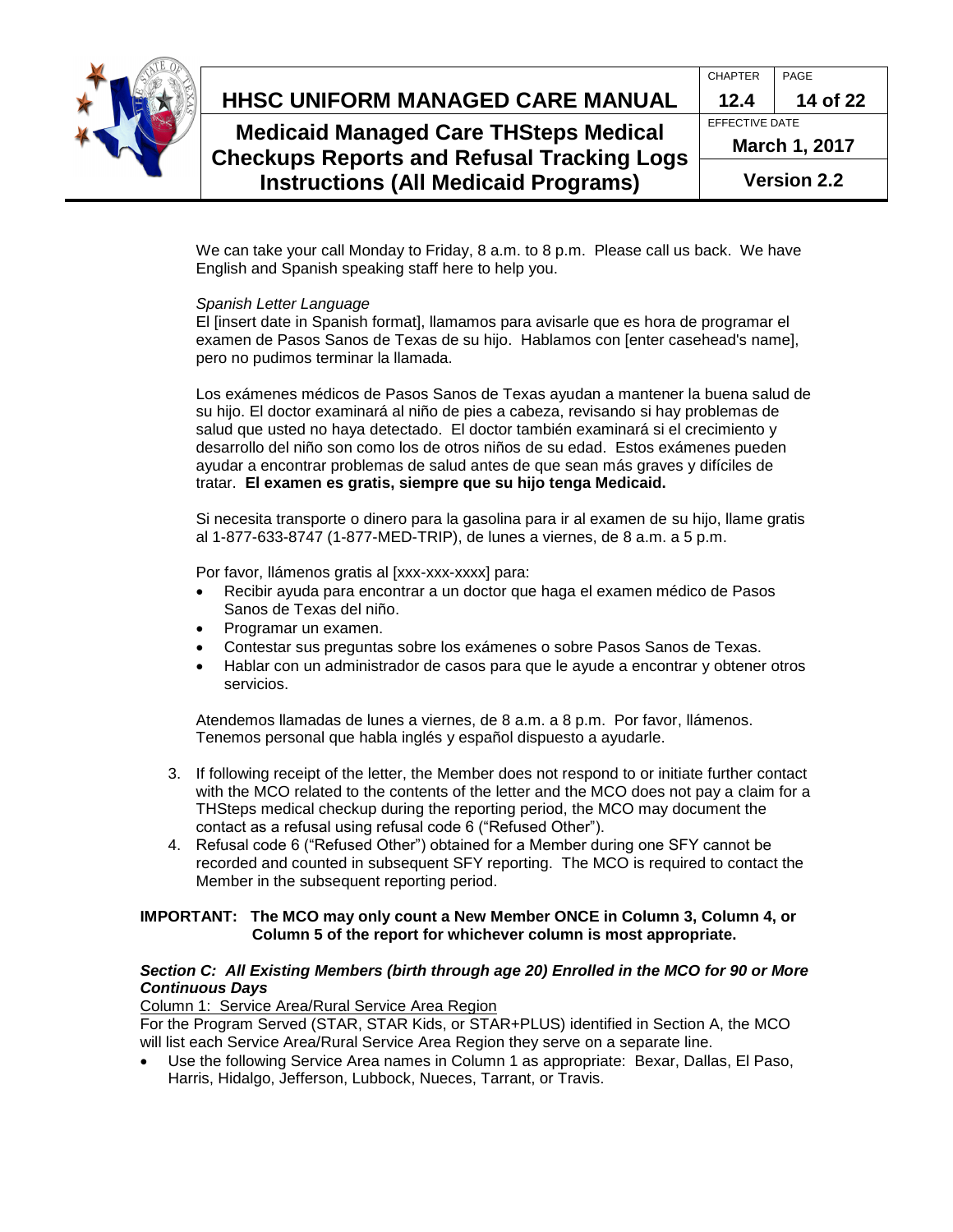We can take your call Monday to Friday, 8 a.m. to 8 p.m. Please call us back. We have English and Spanish speaking staff here to help you.

*Spanish Letter Language*
El [insert date in Spanish format], llamamos para avisarle que es hora de programar el examen de Pasos Sanos de Texas de su hijo. Hablamos con [enter casehead's name], pero no pudimos terminar la llamada.

Los exámenes médicos de Pasos Sanos de Texas ayudan a mantener la buena salud de su hijo. El doctor examinará al niño de pies a cabeza, revisando si hay problemas de salud que usted no haya detectado. El doctor también examinará si el crecimiento y desarrollo del niño son como los de otros niños de su edad. Estos exámenes pueden ayudar a encontrar problemas de salud antes de que sean más graves y difíciles de tratar. **El examen es gratis, siempre que su hijo tenga Medicaid.**

Si necesita transporte o dinero para la gasolina para ir al examen de su hijo, llame gratis al 1-877-633-8747 (1-877-MED-TRIP), de lunes a viernes, de 8 a.m. a 5 p.m.

Por favor, llámenos gratis al [xxx-xxx-xxxx] para:

- Recibir ayuda para encontrar a un doctor que haga el examen médico de Pasos Sanos de Texas del niño.
- Programar un examen.
- Contestar sus preguntas sobre los exámenes o sobre Pasos Sanos de Texas.
- Hablar con un administrador de casos para que le ayude a encontrar y obtener otros servicios.

Atendemos llamadas de lunes a viernes, de 8 a.m. a 8 p.m. Por favor, llámenos. Tenemos personal que habla inglés y español dispuesto a ayudarle.

3. If following receipt of the letter, the Member does not respond to or initiate further contact with the MCO related to the contents of the letter and the MCO does not pay a claim for a THSteps medical checkup during the reporting period, the MCO may document the contact as a refusal using refusal code 6 ("Refused Other").
4. Refusal code 6 ("Refused Other") obtained for a Member during one SFY cannot be recorded and counted in subsequent SFY reporting. The MCO is required to contact the Member in the subsequent reporting period.

**IMPORTANT: The MCO may only count a New Member ONCE in Column 3, Column 4, or Column 5 of the report for whichever column is most appropriate.**

### *Section C: All Existing Members (birth through age 20) Enrolled in the MCO for 90 or More Continuous Days*

Column 1: Service Area/Rural Service Area Region

For the Program Served (STAR, STAR Kids, or STAR+PLUS) identified in Section A, the MCO will list each Service Area/Rural Service Area Region they serve on a separate line.

- Use the following Service Area names in Column 1 as appropriate: Bexar, Dallas, El Paso, Harris, Hidalgo, Jefferson, Lubbock, Nueces, Tarrant, or Travis.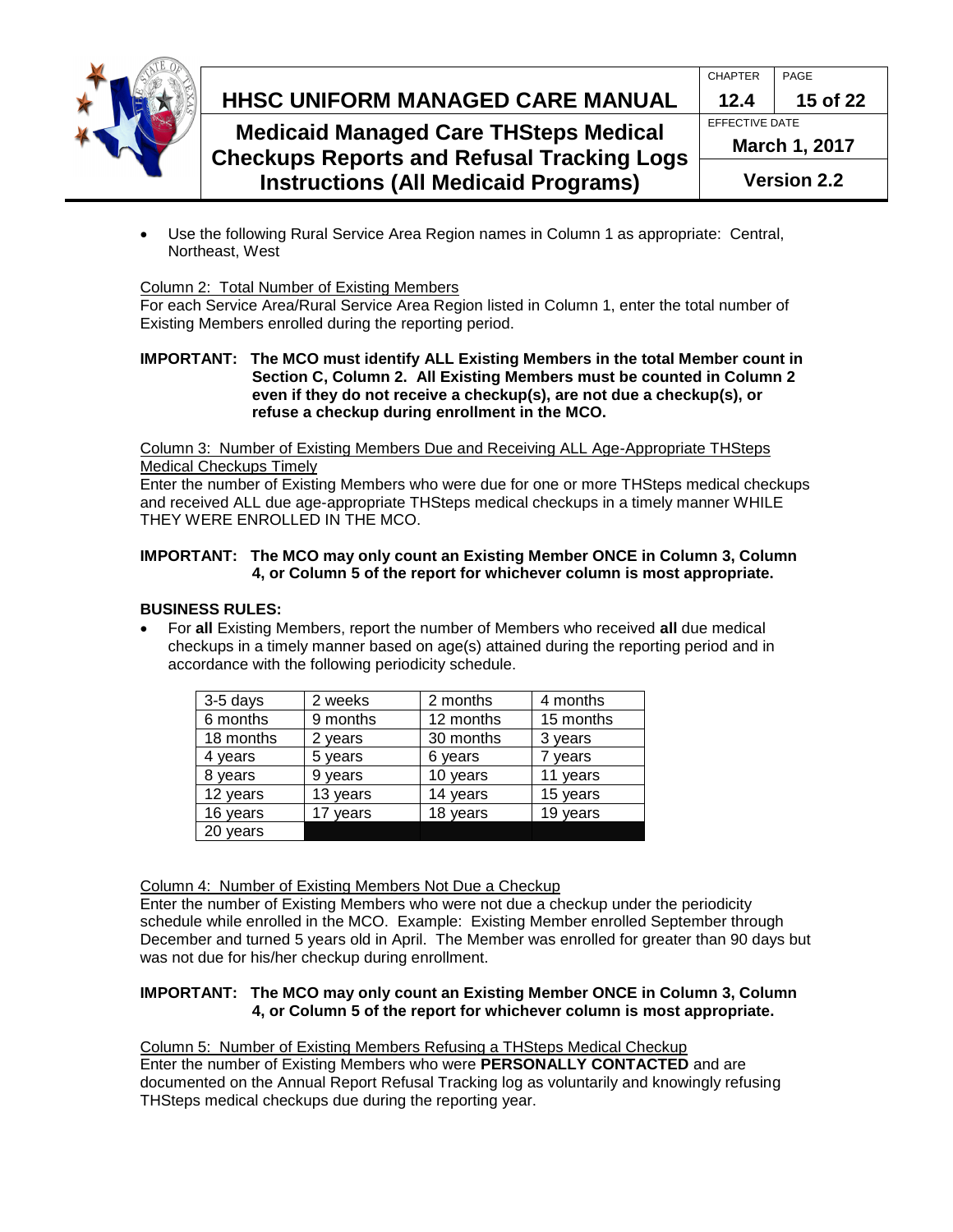- Use the following Rural Service Area Region names in Column 1 as appropriate: Central, Northeast, West

Column 2: Total Number of Existing Members

For each Service Area/Rural Service Area Region listed in Column 1, enter the total number of Existing Members enrolled during the reporting period.

**IMPORTANT: The MCO must identify ALL Existing Members in the total Member count in Section C, Column 2. All Existing Members must be counted in Column 2 even if they do not receive a checkup(s), are not due a checkup(s), or refuse a checkup during enrollment in the MCO.**

Column 3: Number of Existing Members Due and Receiving ALL Age-Appropriate THSteps Medical Checkups Timely

Enter the number of Existing Members who were due for one or more THSteps medical checkups and received ALL due age-appropriate THSteps medical checkups in a timely manner WHILE THEY WERE ENROLLED IN THE MCO.

**IMPORTANT: The MCO may only count an Existing Member ONCE in Column 3, Column 4, or Column 5 of the report for whichever column is most appropriate.**

**BUSINESS RULES:**

- For **all** Existing Members, report the number of Members who received **all** due medical checkups in a timely manner based on age(s) attained during the reporting period and in accordance with the following periodicity schedule.

| | | | |
|---|---|---|---|
| 3-5 days | 2 weeks | 2 months | 4 months |
| 6 months | 9 months | 12 months | 15 months |
| 18 months | 2 years | 30 months | 3 years |
| 4 years | 5 years | 6 years | 7 years |
| 8 years | 9 years | 10 years | 11 years |
| 12 years | 13 years | 14 years | 15 years |
| 16 years | 17 years | 18 years | 19 years |
| 20 years | | | |

Column 4: Number of Existing Members Not Due a Checkup

Enter the number of Existing Members who were not due a checkup under the periodicity schedule while enrolled in the MCO. Example: Existing Member enrolled September through December and turned 5 years old in April. The Member was enrolled for greater than 90 days but was not due for his/her checkup during enrollment.

**IMPORTANT: The MCO may only count an Existing Member ONCE in Column 3, Column 4, or Column 5 of the report for whichever column is most appropriate.**

Column 5: Number of Existing Members Refusing a THSteps Medical Checkup

Enter the number of Existing Members who were **PERSONALLY CONTACTED** and are documented on the Annual Report Refusal Tracking log as voluntarily and knowingly refusing THSteps medical checkups due during the reporting year.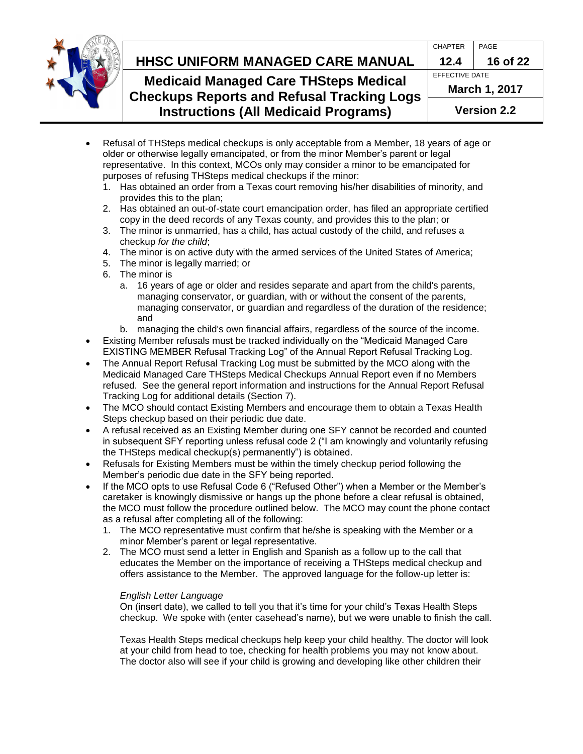- Refusal of THSteps medical checkups is only acceptable from a Member, 18 years of age or older or otherwise legally emancipated, or from the minor Member's parent or legal representative. In this context, MCOs only may consider a minor to be emancipated for purposes of refusing THSteps medical checkups if the minor:
  1. Has obtained an order from a Texas court removing his/her disabilities of minority, and provides this to the plan;
  2. Has obtained an out-of-state court emancipation order, has filed an appropriate certified copy in the deed records of any Texas county, and provides this to the plan; or
  3. The minor is unmarried, has a child, has actual custody of the child, and refuses a checkup *for the child*;
  4. The minor is on active duty with the armed services of the United States of America;
  5. The minor is legally married; or
  6. The minor is
     a. 16 years of age or older and resides separate and apart from the child's parents, managing conservator, or guardian, with or without the consent of the parents, managing conservator, or guardian and regardless of the duration of the residence; and
     b. managing the child's own financial affairs, regardless of the source of the income.
- Existing Member refusals must be tracked individually on the "Medicaid Managed Care EXISTING MEMBER Refusal Tracking Log" of the Annual Report Refusal Tracking Log.
- The Annual Report Refusal Tracking Log must be submitted by the MCO along with the Medicaid Managed Care THSteps Medical Checkups Annual Report even if no Members refused. See the general report information and instructions for the Annual Report Refusal Tracking Log for additional details (Section 7).
- The MCO should contact Existing Members and encourage them to obtain a Texas Health Steps checkup based on their periodic due date.
- A refusal received as an Existing Member during one SFY cannot be recorded and counted in subsequent SFY reporting unless refusal code 2 ("I am knowingly and voluntarily refusing the THSteps medical checkup(s) permanently") is obtained.
- Refusals for Existing Members must be within the timely checkup period following the Member's periodic due date in the SFY being reported.
- If the MCO opts to use Refusal Code 6 ("Refused Other") when a Member or the Member's caretaker is knowingly dismissive or hangs up the phone before a clear refusal is obtained, the MCO must follow the procedure outlined below. The MCO may count the phone contact as a refusal after completing all of the following:
  1. The MCO representative must confirm that he/she is speaking with the Member or a minor Member's parent or legal representative.
  2. The MCO must send a letter in English and Spanish as a follow up to the call that educates the Member on the importance of receiving a THSteps medical checkup and offers assistance to the Member. The approved language for the follow-up letter is:

     *English Letter Language*
     On (insert date), we called to tell you that it's time for your child's Texas Health Steps checkup. We spoke with (enter casehead's name), but we were unable to finish the call.

     Texas Health Steps medical checkups help keep your child healthy. The doctor will look at your child from head to toe, checking for health problems you may not know about. The doctor also will see if your child is growing and developing like other children their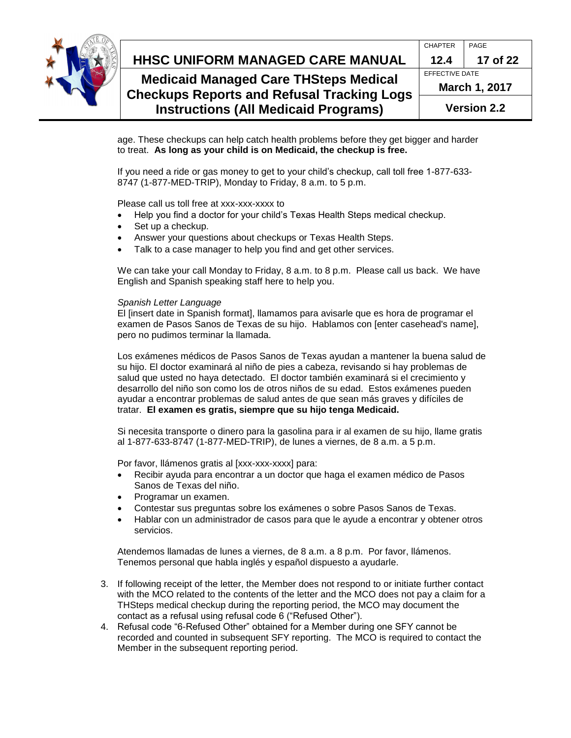age. These checkups can help catch health problems before they get bigger and harder to treat. **As long as your child is on Medicaid, the checkup is free.**

If you need a ride or gas money to get to your child's checkup, call toll free 1-877-633-8747 (1-877-MED-TRIP), Monday to Friday, 8 a.m. to 5 p.m.

Please call us toll free at xxx-xxx-xxxx to

- Help you find a doctor for your child's Texas Health Steps medical checkup.
- Set up a checkup.
- Answer your questions about checkups or Texas Health Steps.
- Talk to a case manager to help you find and get other services.

We can take your call Monday to Friday, 8 a.m. to 8 p.m. Please call us back. We have English and Spanish speaking staff here to help you.

*Spanish Letter Language*

El [insert date in Spanish format], llamamos para avisarle que es hora de programar el examen de Pasos Sanos de Texas de su hijo. Hablamos con [enter casehead's name], pero no pudimos terminar la llamada.

Los exámenes médicos de Pasos Sanos de Texas ayudan a mantener la buena salud de su hijo. El doctor examinará al niño de pies a cabeza, revisando si hay problemas de salud que usted no haya detectado. El doctor también examinará si el crecimiento y desarrollo del niño son como los de otros niños de su edad. Estos exámenes pueden ayudar a encontrar problemas de salud antes de que sean más graves y difíciles de tratar. **El examen es gratis, siempre que su hijo tenga Medicaid.**

Si necesita transporte o dinero para la gasolina para ir al examen de su hijo, llame gratis al 1-877-633-8747 (1-877-MED-TRIP), de lunes a viernes, de 8 a.m. a 5 p.m.

Por favor, llámenos gratis al [xxx-xxx-xxxx] para:

- Recibir ayuda para encontrar a un doctor que haga el examen médico de Pasos Sanos de Texas del niño.
- Programar un examen.
- Contestar sus preguntas sobre los exámenes o sobre Pasos Sanos de Texas.
- Hablar con un administrador de casos para que le ayude a encontrar y obtener otros servicios.

Atendemos llamadas de lunes a viernes, de 8 a.m. a 8 p.m. Por favor, llámenos. Tenemos personal que habla inglés y español dispuesto a ayudarle.

3. If following receipt of the letter, the Member does not respond to or initiate further contact with the MCO related to the contents of the letter and the MCO does not pay a claim for a THSteps medical checkup during the reporting period, the MCO may document the contact as a refusal using refusal code 6 ("Refused Other").
4. Refusal code "6-Refused Other" obtained for a Member during one SFY cannot be recorded and counted in subsequent SFY reporting. The MCO is required to contact the Member in the subsequent reporting period.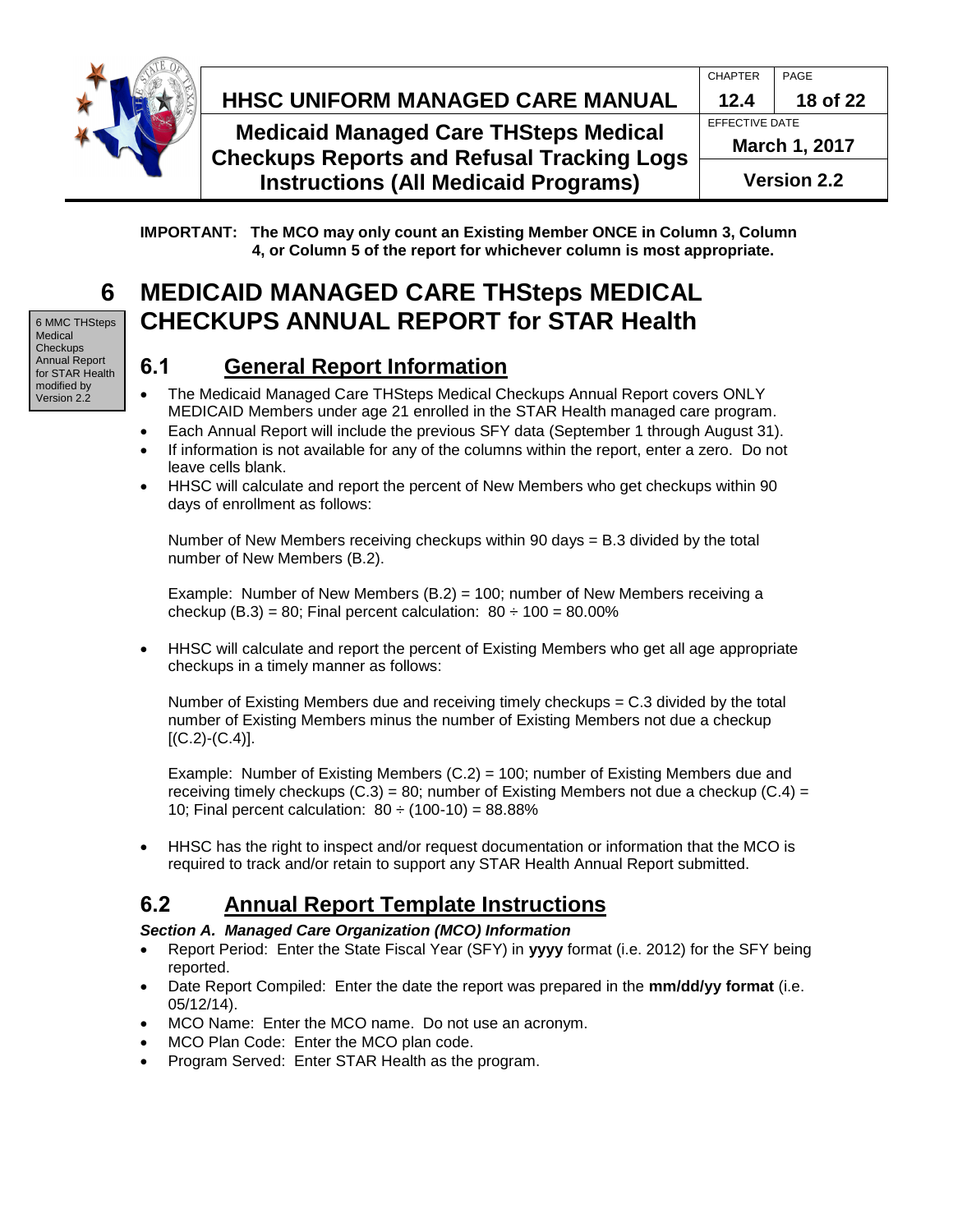**IMPORTANT: The MCO may only count an Existing Member ONCE in Column 3, Column 4, or Column 5 of the report for whichever column is most appropriate.**

# 6 MEDICAID MANAGED CARE THSteps MEDICAL CHECKUPS ANNUAL REPORT for STAR Health

6 MMC THSteps Medical Checkups Annual Report for STAR Health modified by Version 2.2

## 6.1 General Report Information

- The Medicaid Managed Care THSteps Medical Checkups Annual Report covers ONLY MEDICAID Members under age 21 enrolled in the STAR Health managed care program.
- Each Annual Report will include the previous SFY data (September 1 through August 31).
- If information is not available for any of the columns within the report, enter a zero. Do not leave cells blank.
- HHSC will calculate and report the percent of New Members who get checkups within 90 days of enrollment as follows:

  Number of New Members receiving checkups within 90 days = B.3 divided by the total number of New Members (B.2).

  Example: Number of New Members (B.2) = 100; number of New Members receiving a checkup (B.3) = 80; Final percent calculation: 80 ÷ 100 = 80.00%

- HHSC will calculate and report the percent of Existing Members who get all age appropriate checkups in a timely manner as follows:

  Number of Existing Members due and receiving timely checkups = C.3 divided by the total number of Existing Members minus the number of Existing Members not due a checkup [(C.2)-(C.4)].

  Example: Number of Existing Members (C.2) = 100; number of Existing Members due and receiving timely checkups (C.3) = 80; number of Existing Members not due a checkup (C.4) = 10; Final percent calculation: 80 ÷ (100-10) = 88.88%

- HHSC has the right to inspect and/or request documentation or information that the MCO is required to track and/or retain to support any STAR Health Annual Report submitted.

## 6.2 Annual Report Template Instructions

***Section A. Managed Care Organization (MCO) Information***

- Report Period: Enter the State Fiscal Year (SFY) in **yyyy** format (i.e. 2012) for the SFY being reported.
- Date Report Compiled: Enter the date the report was prepared in the **mm/dd/yy format** (i.e. 05/12/14).
- MCO Name: Enter the MCO name. Do not use an acronym.
- MCO Plan Code: Enter the MCO plan code.
- Program Served: Enter STAR Health as the program.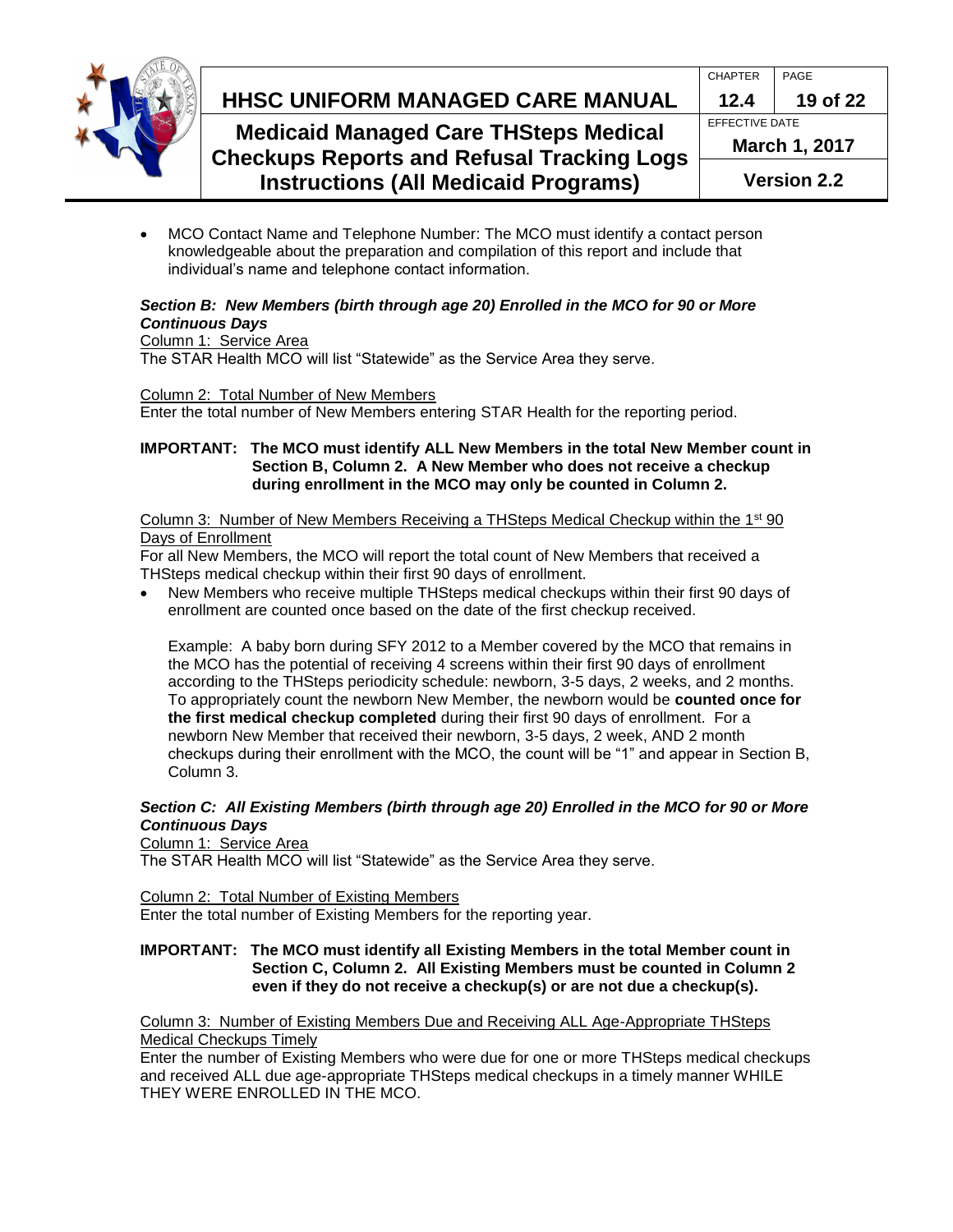- MCO Contact Name and Telephone Number: The MCO must identify a contact person knowledgeable about the preparation and compilation of this report and include that individual's name and telephone contact information.

### *Section B: New Members (birth through age 20) Enrolled in the MCO for 90 or More Continuous Days*

Column 1: Service Area

The STAR Health MCO will list "Statewide" as the Service Area they serve.

Column 2: Total Number of New Members

Enter the total number of New Members entering STAR Health for the reporting period.

**IMPORTANT: The MCO must identify ALL New Members in the total New Member count in Section B, Column 2. A New Member who does not receive a checkup during enrollment in the MCO may only be counted in Column 2.**

Column 3: Number of New Members Receiving a THSteps Medical Checkup within the 1st 90 Days of Enrollment

For all New Members, the MCO will report the total count of New Members that received a THSteps medical checkup within their first 90 days of enrollment.

- New Members who receive multiple THSteps medical checkups within their first 90 days of enrollment are counted once based on the date of the first checkup received.

  Example: A baby born during SFY 2012 to a Member covered by the MCO that remains in the MCO has the potential of receiving 4 screens within their first 90 days of enrollment according to the THSteps periodicity schedule: newborn, 3-5 days, 2 weeks, and 2 months. To appropriately count the newborn New Member, the newborn would be **counted once for the first medical checkup completed** during their first 90 days of enrollment. For a newborn New Member that received their newborn, 3-5 days, 2 week, AND 2 month checkups during their enrollment with the MCO, the count will be "1" and appear in Section B, Column 3.

### *Section C: All Existing Members (birth through age 20) Enrolled in the MCO for 90 or More Continuous Days*

Column 1: Service Area

The STAR Health MCO will list "Statewide" as the Service Area they serve.

Column 2: Total Number of Existing Members

Enter the total number of Existing Members for the reporting year.

**IMPORTANT: The MCO must identify all Existing Members in the total Member count in Section C, Column 2. All Existing Members must be counted in Column 2 even if they do not receive a checkup(s) or are not due a checkup(s).**

Column 3: Number of Existing Members Due and Receiving ALL Age-Appropriate THSteps Medical Checkups Timely

Enter the number of Existing Members who were due for one or more THSteps medical checkups and received ALL due age-appropriate THSteps medical checkups in a timely manner WHILE THEY WERE ENROLLED IN THE MCO.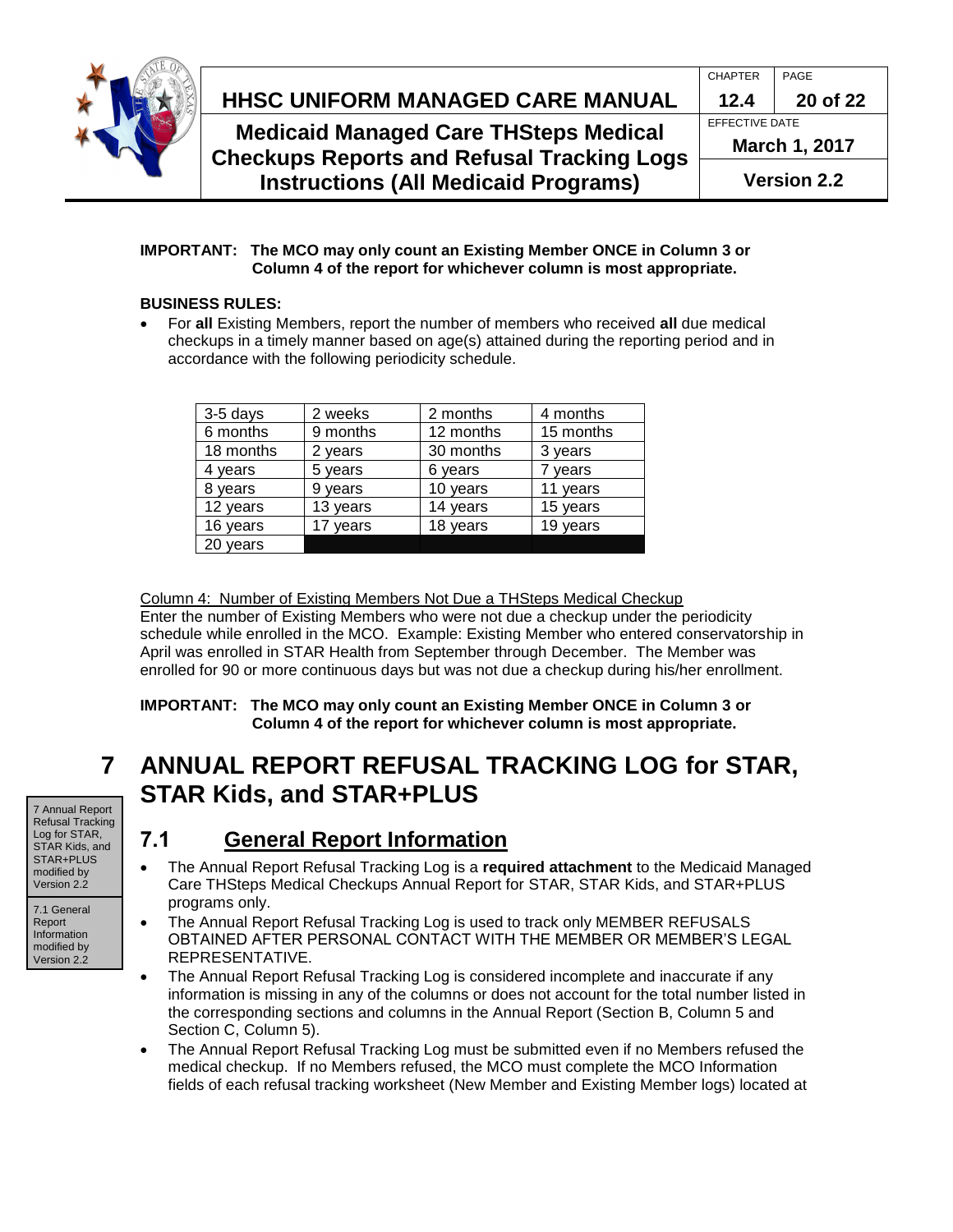**IMPORTANT: The MCO may only count an Existing Member ONCE in Column 3 or Column 4 of the report for whichever column is most appropriate.**

**BUSINESS RULES:**

- For **all** Existing Members, report the number of members who received **all** due medical checkups in a timely manner based on age(s) attained during the reporting period and in accordance with the following periodicity schedule.

| | | | |
|---|---|---|---|
| 3-5 days | 2 weeks | 2 months | 4 months |
| 6 months | 9 months | 12 months | 15 months |
| 18 months | 2 years | 30 months | 3 years |
| 4 years | 5 years | 6 years | 7 years |
| 8 years | 9 years | 10 years | 11 years |
| 12 years | 13 years | 14 years | 15 years |
| 16 years | 17 years | 18 years | 19 years |
| 20 years | | | |

Column 4: Number of Existing Members Not Due a THSteps Medical Checkup

Enter the number of Existing Members who were not due a checkup under the periodicity schedule while enrolled in the MCO. Example: Existing Member who entered conservatorship in April was enrolled in STAR Health from September through December. The Member was enrolled for 90 or more continuous days but was not due a checkup during his/her enrollment.

**IMPORTANT: The MCO may only count an Existing Member ONCE in Column 3 or Column 4 of the report for whichever column is most appropriate.**

# 7 ANNUAL REPORT REFUSAL TRACKING LOG for STAR, STAR Kids, and STAR+PLUS

7 Annual Report Refusal Tracking Log for STAR, STAR Kids, and STAR+PLUS modified by Version 2.2

## 7.1 General Report Information

7.1 General Report Information modified by Version 2.2

- The Annual Report Refusal Tracking Log is a **required attachment** to the Medicaid Managed Care THSteps Medical Checkups Annual Report for STAR, STAR Kids, and STAR+PLUS programs only.
- The Annual Report Refusal Tracking Log is used to track only MEMBER REFUSALS OBTAINED AFTER PERSONAL CONTACT WITH THE MEMBER OR MEMBER'S LEGAL REPRESENTATIVE.
- The Annual Report Refusal Tracking Log is considered incomplete and inaccurate if any information is missing in any of the columns or does not account for the total number listed in the corresponding sections and columns in the Annual Report (Section B, Column 5 and Section C, Column 5).
- The Annual Report Refusal Tracking Log must be submitted even if no Members refused the medical checkup. If no Members refused, the MCO must complete the MCO Information fields of each refusal tracking worksheet (New Member and Existing Member logs) located at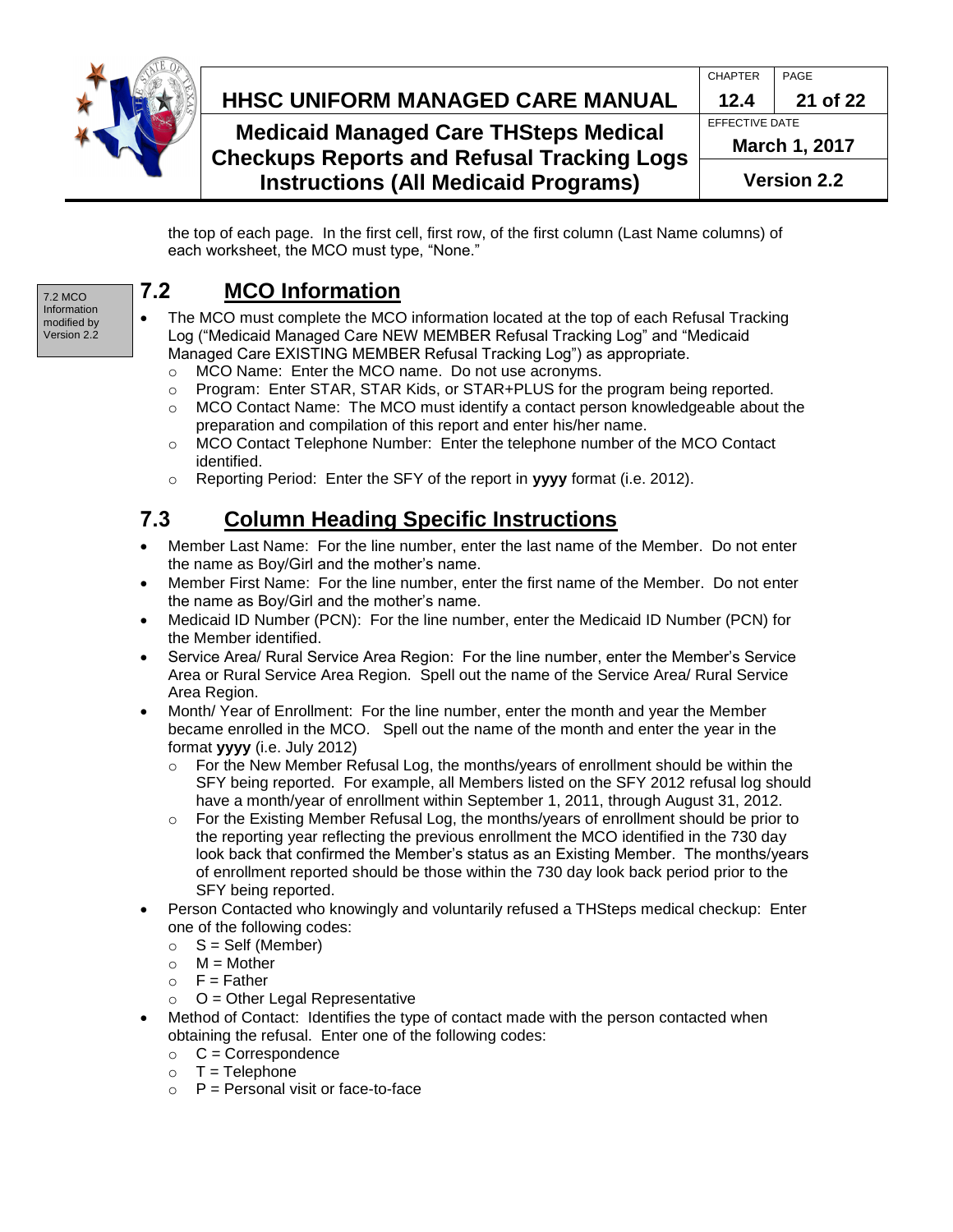the top of each page. In the first cell, first row, of the first column (Last Name columns) of each worksheet, the MCO must type, "None."

7.2 MCO Information modified by Version 2.2

## 7.2 MCO Information

- The MCO must complete the MCO information located at the top of each Refusal Tracking Log ("Medicaid Managed Care NEW MEMBER Refusal Tracking Log" and "Medicaid Managed Care EXISTING MEMBER Refusal Tracking Log") as appropriate.
  - MCO Name: Enter the MCO name. Do not use acronyms.
  - Program: Enter STAR, STAR Kids, or STAR+PLUS for the program being reported.
  - MCO Contact Name: The MCO must identify a contact person knowledgeable about the preparation and compilation of this report and enter his/her name.
  - MCO Contact Telephone Number: Enter the telephone number of the MCO Contact identified.
  - Reporting Period: Enter the SFY of the report in **yyyy** format (i.e. 2012).

## 7.3 Column Heading Specific Instructions

- Member Last Name: For the line number, enter the last name of the Member. Do not enter the name as Boy/Girl and the mother's name.
- Member First Name: For the line number, enter the first name of the Member. Do not enter the name as Boy/Girl and the mother's name.
- Medicaid ID Number (PCN): For the line number, enter the Medicaid ID Number (PCN) for the Member identified.
- Service Area/ Rural Service Area Region: For the line number, enter the Member's Service Area or Rural Service Area Region. Spell out the name of the Service Area/ Rural Service Area Region.
- Month/ Year of Enrollment: For the line number, enter the month and year the Member became enrolled in the MCO. Spell out the name of the month and enter the year in the format **yyyy** (i.e. July 2012)
  - For the New Member Refusal Log, the months/years of enrollment should be within the SFY being reported. For example, all Members listed on the SFY 2012 refusal log should have a month/year of enrollment within September 1, 2011, through August 31, 2012.
  - For the Existing Member Refusal Log, the months/years of enrollment should be prior to the reporting year reflecting the previous enrollment the MCO identified in the 730 day look back that confirmed the Member's status as an Existing Member. The months/years of enrollment reported should be those within the 730 day look back period prior to the SFY being reported.
- Person Contacted who knowingly and voluntarily refused a THSteps medical checkup: Enter one of the following codes:
  - S = Self (Member)
  - M = Mother
  - F = Father
  - O = Other Legal Representative
- Method of Contact: Identifies the type of contact made with the person contacted when obtaining the refusal. Enter one of the following codes:
  - C = Correspondence
  - T = Telephone
  - P = Personal visit or face-to-face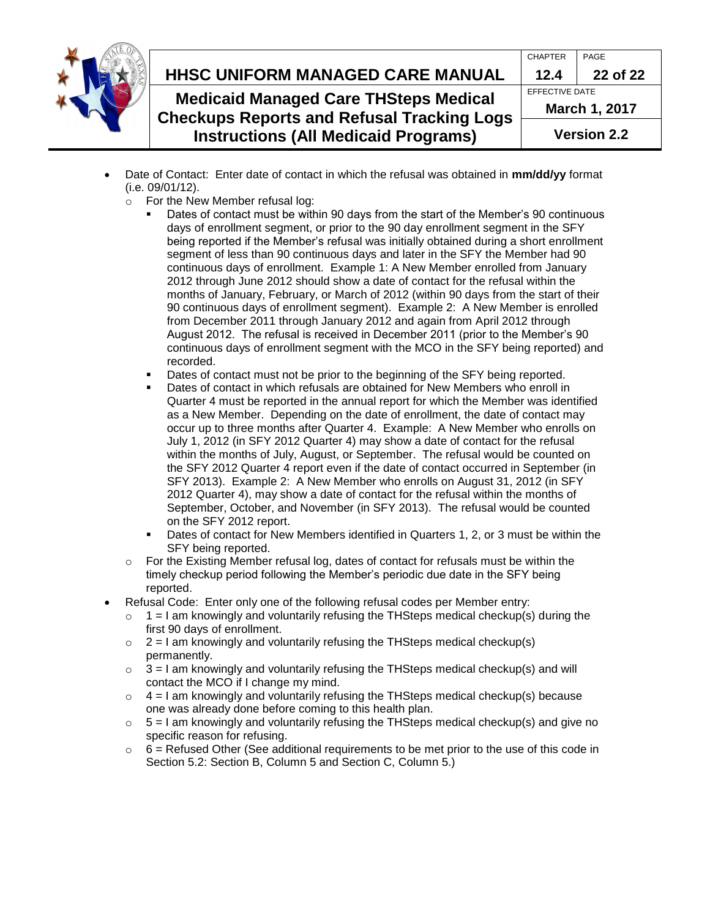- Date of Contact: Enter date of contact in which the refusal was obtained in **mm/dd/yy** format (i.e. 09/01/12).
  - For the New Member refusal log:
    - Dates of contact must be within 90 days from the start of the Member's 90 continuous days of enrollment segment, or prior to the 90 day enrollment segment in the SFY being reported if the Member's refusal was initially obtained during a short enrollment segment of less than 90 continuous days and later in the SFY the Member had 90 continuous days of enrollment. Example 1: A New Member enrolled from January 2012 through June 2012 should show a date of contact for the refusal within the months of January, February, or March of 2012 (within 90 days from the start of their 90 continuous days of enrollment segment). Example 2: A New Member is enrolled from December 2011 through January 2012 and again from April 2012 through August 2012. The refusal is received in December 2011 (prior to the Member's 90 continuous days of enrollment segment with the MCO in the SFY being reported) and recorded.
    - Dates of contact must not be prior to the beginning of the SFY being reported.
    - Dates of contact in which refusals are obtained for New Members who enroll in Quarter 4 must be reported in the annual report for which the Member was identified as a New Member. Depending on the date of enrollment, the date of contact may occur up to three months after Quarter 4. Example: A New Member who enrolls on July 1, 2012 (in SFY 2012 Quarter 4) may show a date of contact for the refusal within the months of July, August, or September. The refusal would be counted on the SFY 2012 Quarter 4 report even if the date of contact occurred in September (in SFY 2013). Example 2: A New Member who enrolls on August 31, 2012 (in SFY 2012 Quarter 4), may show a date of contact for the refusal within the months of September, October, and November (in SFY 2013). The refusal would be counted on the SFY 2012 report.
    - Dates of contact for New Members identified in Quarters 1, 2, or 3 must be within the SFY being reported.
  - For the Existing Member refusal log, dates of contact for refusals must be within the timely checkup period following the Member's periodic due date in the SFY being reported.
- Refusal Code: Enter only one of the following refusal codes per Member entry:
  - 1 = I am knowingly and voluntarily refusing the THSteps medical checkup(s) during the first 90 days of enrollment.
  - 2 = I am knowingly and voluntarily refusing the THSteps medical checkup(s) permanently.
  - 3 = I am knowingly and voluntarily refusing the THSteps medical checkup(s) and will contact the MCO if I change my mind.
  - 4 = I am knowingly and voluntarily refusing the THSteps medical checkup(s) because one was already done before coming to this health plan.
  - 5 = I am knowingly and voluntarily refusing the THSteps medical checkup(s) and give no specific reason for refusing.
  - 6 = Refused Other (See additional requirements to be met prior to the use of this code in Section 5.2: Section B, Column 5 and Section C, Column 5.)